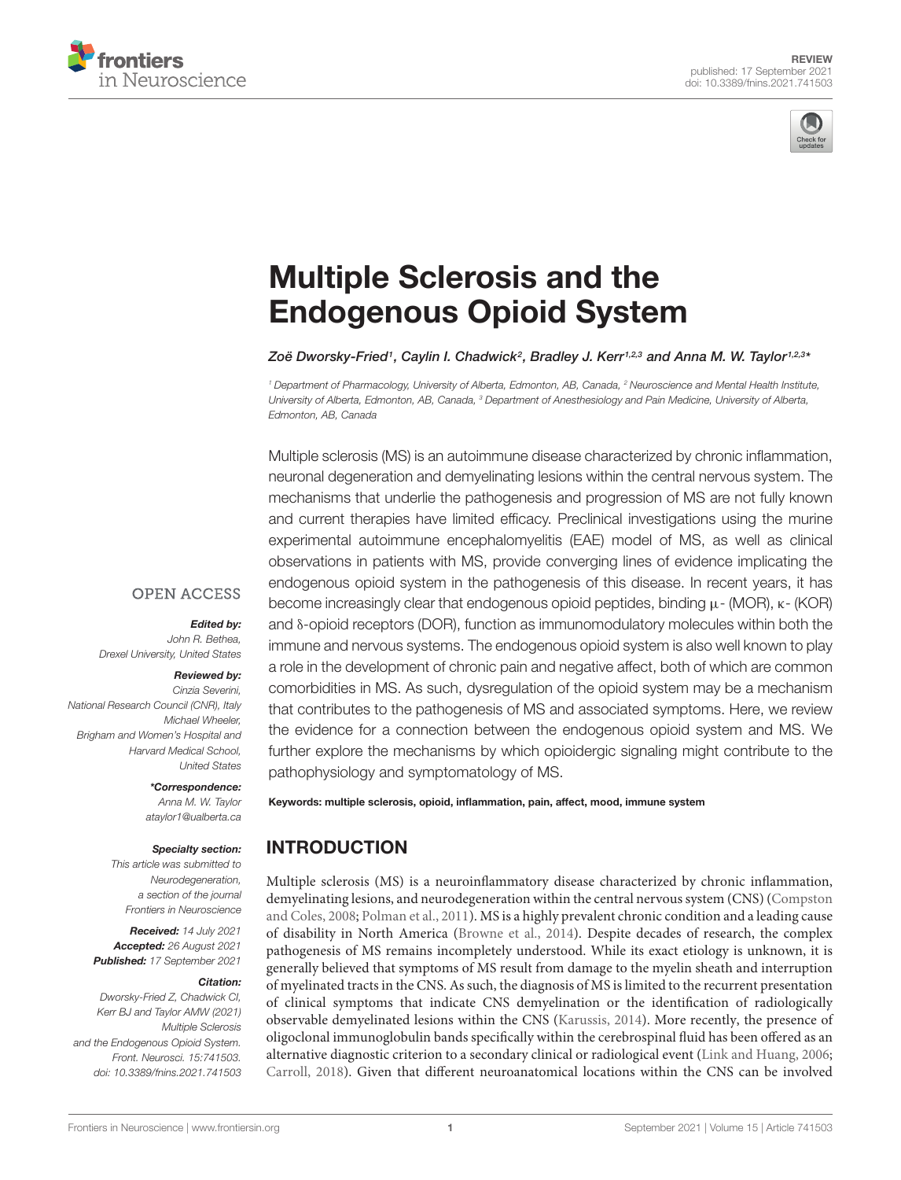REVIEW
published: 17 September 2021
doi: 10.3389/fnins.2021.741503

# Multiple Sclerosis and the Endogenous Opioid System

*Zoë Dworsky-Fried[1], Caylin I. Chadwick[2], Bradley J. Kerr[1,2,3] and Anna M. W. Taylor[1,2,3]\**

[1] Department of Pharmacology, University of Alberta, Edmonton, AB, Canada, [2] Neuroscience and Mental Health Institute, University of Alberta, Edmonton, AB, Canada, [3] Department of Anesthesiology and Pain Medicine, University of Alberta, Edmonton, AB, Canada

OPEN ACCESS

***Edited by:***
*John R. Bethea, Drexel University, United States*

***Reviewed by:***
*Cinzia Severini, National Research Council (CNR), Italy*
*Michael Wheeler, Brigham and Women's Hospital and Harvard Medical School, United States*

***\*Correspondence:***
*Anna M. W. Taylor*
*ataylor1@ualberta.ca*

***Specialty section:***
*This article was submitted to Neurodegeneration, a section of the journal Frontiers in Neuroscience*

***Received:*** *14 July 2021*
***Accepted:*** *26 August 2021*
***Published:*** *17 September 2021*

***Citation:***
*Dworsky-Fried Z, Chadwick CI, Kerr BJ and Taylor AMW (2021) Multiple Sclerosis and the Endogenous Opioid System. Front. Neurosci. 15:741503. doi: 10.3389/fnins.2021.741503*

Multiple sclerosis (MS) is an autoimmune disease characterized by chronic inflammation, neuronal degeneration and demyelinating lesions within the central nervous system. The mechanisms that underlie the pathogenesis and progression of MS are not fully known and current therapies have limited efficacy. Preclinical investigations using the murine experimental autoimmune encephalomyelitis (EAE) model of MS, as well as clinical observations in patients with MS, provide converging lines of evidence implicating the endogenous opioid system in the pathogenesis of this disease. In recent years, it has become increasingly clear that endogenous opioid peptides, binding μ- (MOR), κ- (KOR) and δ-opioid receptors (DOR), function as immunomodulatory molecules within both the immune and nervous systems. The endogenous opioid system is also well known to play a role in the development of chronic pain and negative affect, both of which are common comorbidities in MS. As such, dysregulation of the opioid system may be a mechanism that contributes to the pathogenesis of MS and associated symptoms. Here, we review the evidence for a connection between the endogenous opioid system and MS. We further explore the mechanisms by which opioidergic signaling might contribute to the pathophysiology and symptomatology of MS.

**Keywords: multiple sclerosis, opioid, inflammation, pain, affect, mood, immune system**

## INTRODUCTION

Multiple sclerosis (MS) is a neuroinflammatory disease characterized by chronic inflammation, demyelinating lesions, and neurodegeneration within the central nervous system (CNS) (Compston and Coles, 2008; Polman et al., 2011). MS is a highly prevalent chronic condition and a leading cause of disability in North America (Browne et al., 2014). Despite decades of research, the complex pathogenesis of MS remains incompletely understood. While its exact etiology is unknown, it is generally believed that symptoms of MS result from damage to the myelin sheath and interruption of myelinated tracts in the CNS. As such, the diagnosis of MS is limited to the recurrent presentation of clinical symptoms that indicate CNS demyelination or the identification of radiologically observable demyelinated lesions within the CNS (Karussis, 2014). More recently, the presence of oligoclonal immunoglobulin bands specifically within the cerebrospinal fluid has been offered as an alternative diagnostic criterion to a secondary clinical or radiological event (Link and Huang, 2006; Carroll, 2018). Given that different neuroanatomical locations within the CNS can be involved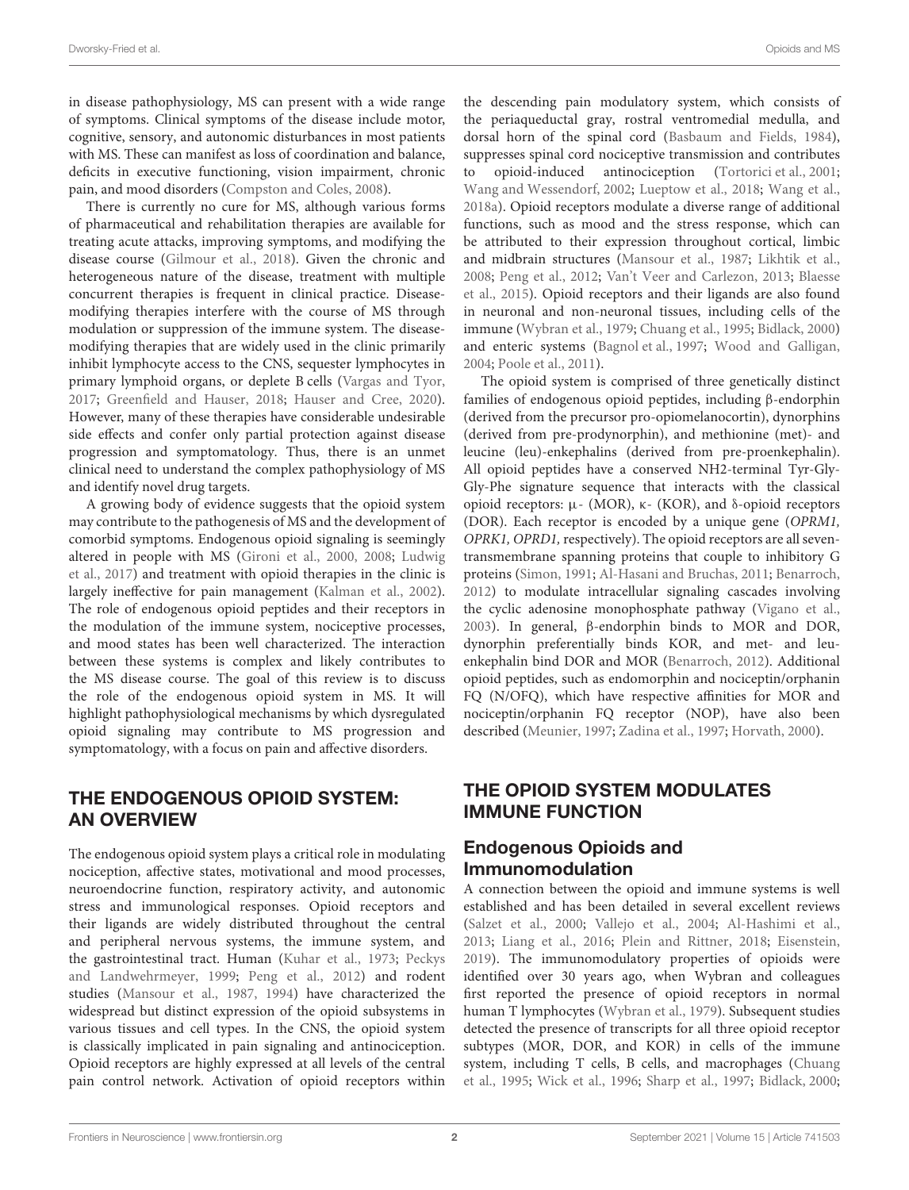in disease pathophysiology, MS can present with a wide range of symptoms. Clinical symptoms of the disease include motor, cognitive, sensory, and autonomic disturbances in most patients with MS. These can manifest as loss of coordination and balance, deficits in executive functioning, vision impairment, chronic pain, and mood disorders (Compston and Coles, 2008).

There is currently no cure for MS, although various forms of pharmaceutical and rehabilitation therapies are available for treating acute attacks, improving symptoms, and modifying the disease course (Gilmour et al., 2018). Given the chronic and heterogeneous nature of the disease, treatment with multiple concurrent therapies is frequent in clinical practice. Disease-modifying therapies interfere with the course of MS through modulation or suppression of the immune system. The disease-modifying therapies that are widely used in the clinic primarily inhibit lymphocyte access to the CNS, sequester lymphocytes in primary lymphoid organs, or deplete B cells (Vargas and Tyor, 2017; Greenfield and Hauser, 2018; Hauser and Cree, 2020). However, many of these therapies have considerable undesirable side effects and confer only partial protection against disease progression and symptomatology. Thus, there is an unmet clinical need to understand the complex pathophysiology of MS and identify novel drug targets.

A growing body of evidence suggests that the opioid system may contribute to the pathogenesis of MS and the development of comorbid symptoms. Endogenous opioid signaling is seemingly altered in people with MS (Gironi et al., 2000, 2008; Ludwig et al., 2017) and treatment with opioid therapies in the clinic is largely ineffective for pain management (Kalman et al., 2002). The role of endogenous opioid peptides and their receptors in the modulation of the immune system, nociceptive processes, and mood states has been well characterized. The interaction between these systems is complex and likely contributes to the MS disease course. The goal of this review is to discuss the role of the endogenous opioid system in MS. It will highlight pathophysiological mechanisms by which dysregulated opioid signaling may contribute to MS progression and symptomatology, with a focus on pain and affective disorders.

## THE ENDOGENOUS OPIOID SYSTEM: AN OVERVIEW

The endogenous opioid system plays a critical role in modulating nociception, affective states, motivational and mood processes, neuroendocrine function, respiratory activity, and autonomic stress and immunological responses. Opioid receptors and their ligands are widely distributed throughout the central and peripheral nervous systems, the immune system, and the gastrointestinal tract. Human (Kuhar et al., 1973; Peckys and Landwehrmeyer, 1999; Peng et al., 2012) and rodent studies (Mansour et al., 1987, 1994) have characterized the widespread but distinct expression of the opioid subsystems in various tissues and cell types. In the CNS, the opioid system is classically implicated in pain signaling and antinociception. Opioid receptors are highly expressed at all levels of the central pain control network. Activation of opioid receptors within the descending pain modulatory system, which consists of the periaqueductal gray, rostral ventromedial medulla, and dorsal horn of the spinal cord (Basbaum and Fields, 1984), suppresses spinal cord nociceptive transmission and contributes to opioid-induced antinociception (Tortorici et al., 2001; Wang and Wessendorf, 2002; Lueptow et al., 2018; Wang et al., 2018a). Opioid receptors modulate a diverse range of additional functions, such as mood and the stress response, which can be attributed to their expression throughout cortical, limbic and midbrain structures (Mansour et al., 1987; Likhtik et al., 2008; Peng et al., 2012; Van't Veer and Carlezon, 2013; Blaesse et al., 2015). Opioid receptors and their ligands are also found in neuronal and non-neuronal tissues, including cells of the immune (Wybran et al., 1979; Chuang et al., 1995; Bidlack, 2000) and enteric systems (Bagnol et al., 1997; Wood and Galligan, 2004; Poole et al., 2011).

The opioid system is comprised of three genetically distinct families of endogenous opioid peptides, including β-endorphin (derived from the precursor pro-opiomelanocortin), dynorphins (derived from pre-prodynorphin), and methionine (met)- and leucine (leu)-enkephalins (derived from pre-proenkephalin). All opioid peptides have a conserved NH2-terminal Tyr-Gly-Gly-Phe signature sequence that interacts with the classical opioid receptors: μ- (MOR), κ- (KOR), and δ-opioid receptors (DOR). Each receptor is encoded by a unique gene (*OPRM1, OPRK1, OPRD1,* respectively). The opioid receptors are all seven-transmembrane spanning proteins that couple to inhibitory G proteins (Simon, 1991; Al-Hasani and Bruchas, 2011; Benarroch, 2012) to modulate intracellular signaling cascades involving the cyclic adenosine monophosphate pathway (Vigano et al., 2003). In general, β-endorphin binds to MOR and DOR, dynorphin preferentially binds KOR, and met- and leu-enkephalin bind DOR and MOR (Benarroch, 2012). Additional opioid peptides, such as endomorphin and nociceptin/orphanin FQ (N/OFQ), which have respective affinities for MOR and nociceptin/orphanin FQ receptor (NOP), have also been described (Meunier, 1997; Zadina et al., 1997; Horvath, 2000).

## THE OPIOID SYSTEM MODULATES IMMUNE FUNCTION

### Endogenous Opioids and Immunomodulation

A connection between the opioid and immune systems is well established and has been detailed in several excellent reviews (Salzet et al., 2000; Vallejo et al., 2004; Al-Hashimi et al., 2013; Liang et al., 2016; Plein and Rittner, 2018; Eisenstein, 2019). The immunomodulatory properties of opioids were identified over 30 years ago, when Wybran and colleagues first reported the presence of opioid receptors in normal human T lymphocytes (Wybran et al., 1979). Subsequent studies detected the presence of transcripts for all three opioid receptor subtypes (MOR, DOR, and KOR) in cells of the immune system, including T cells, B cells, and macrophages (Chuang et al., 1995; Wick et al., 1996; Sharp et al., 1997; Bidlack, 2000;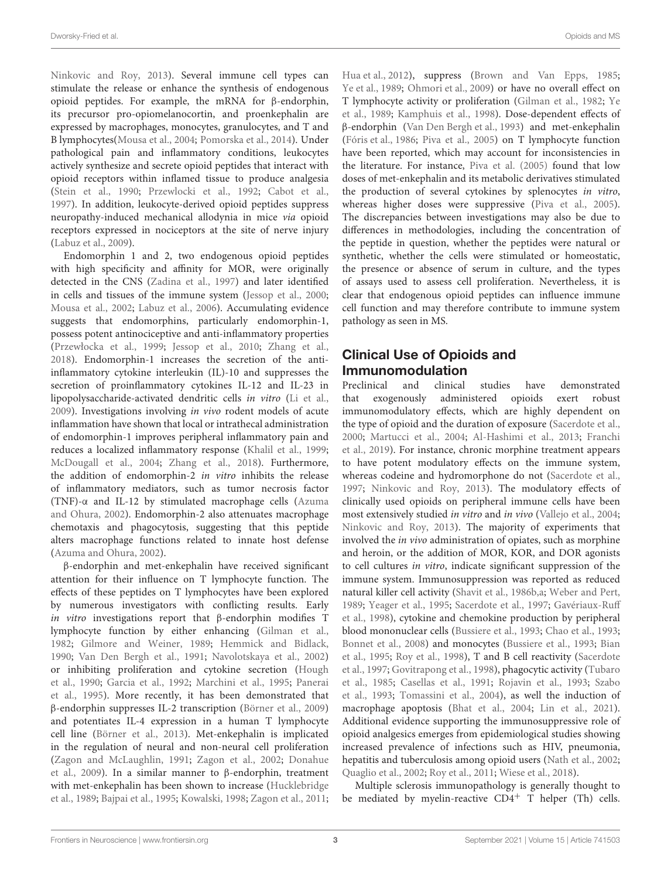Ninkovic and Roy, 2013). Several immune cell types can stimulate the release or enhance the synthesis of endogenous opioid peptides. For example, the mRNA for β-endorphin, its precursor pro-opiomelanocortin, and proenkephalin are expressed by macrophages, monocytes, granulocytes, and T and B lymphocytes(Mousa et al., 2004; Pomorska et al., 2014). Under pathological pain and inflammatory conditions, leukocytes actively synthesize and secrete opioid peptides that interact with opioid receptors within inflamed tissue to produce analgesia (Stein et al., 1990; Przewlocki et al., 1992; Cabot et al., 1997). In addition, leukocyte-derived opioid peptides suppress neuropathy-induced mechanical allodynia in mice *via* opioid receptors expressed in nociceptors at the site of nerve injury (Labuz et al., 2009).

Endomorphin 1 and 2, two endogenous opioid peptides with high specificity and affinity for MOR, were originally detected in the CNS (Zadina et al., 1997) and later identified in cells and tissues of the immune system (Jessop et al., 2000; Mousa et al., 2002; Labuz et al., 2006). Accumulating evidence suggests that endomorphins, particularly endomorphin-1, possess potent antinociceptive and anti-inflammatory properties (Przewłocka et al., 1999; Jessop et al., 2010; Zhang et al., 2018). Endomorphin-1 increases the secretion of the anti-inflammatory cytokine interleukin (IL)-10 and suppresses the secretion of proinflammatory cytokines IL-12 and IL-23 in lipopolysaccharide-activated dendritic cells *in vitro* (Li et al., 2009). Investigations involving *in vivo* rodent models of acute inflammation have shown that local or intrathecal administration of endomorphin-1 improves peripheral inflammatory pain and reduces a localized inflammatory response (Khalil et al., 1999; McDougall et al., 2004; Zhang et al., 2018). Furthermore, the addition of endomorphin-2 *in vitro* inhibits the release of inflammatory mediators, such as tumor necrosis factor (TNF)-α and IL-12 by stimulated macrophage cells (Azuma and Ohura, 2002). Endomorphin-2 also attenuates macrophage chemotaxis and phagocytosis, suggesting that this peptide alters macrophage functions related to innate host defense (Azuma and Ohura, 2002).

β-endorphin and met-enkephalin have received significant attention for their influence on T lymphocyte function. The effects of these peptides on T lymphocytes have been explored by numerous investigators with conflicting results. Early *in vitro* investigations report that β-endorphin modifies T lymphocyte function by either enhancing (Gilman et al., 1982; Gilmore and Weiner, 1989; Hemmick and Bidlack, 1990; Van Den Bergh et al., 1991; Navolotskaya et al., 2002) or inhibiting proliferation and cytokine secretion (Hough et al., 1990; Garcia et al., 1992; Marchini et al., 1995; Panerai et al., 1995). More recently, it has been demonstrated that β-endorphin suppresses IL-2 transcription (Börner et al., 2009) and potentiates IL-4 expression in a human T lymphocyte cell line (Börner et al., 2013). Met-enkephalin is implicated in the regulation of neural and non-neural cell proliferation (Zagon and McLaughlin, 1991; Zagon et al., 2002; Donahue et al., 2009). In a similar manner to β-endorphin, treatment with met-enkephalin has been shown to increase (Hucklebridge et al., 1989; Bajpai et al., 1995; Kowalski, 1998; Zagon et al., 2011; Hua et al., 2012), suppress (Brown and Van Epps, 1985; Ye et al., 1989; Ohmori et al., 2009) or have no overall effect on T lymphocyte activity or proliferation (Gilman et al., 1982; Ye et al., 1989; Kamphuis et al., 1998). Dose-dependent effects of β-endorphin (Van Den Bergh et al., 1993) and met-enkephalin (Fóris et al., 1986; Piva et al., 2005) on T lymphocyte function have been reported, which may account for inconsistencies in the literature. For instance, Piva et al. (2005) found that low doses of met-enkephalin and its metabolic derivatives stimulated the production of several cytokines by splenocytes *in vitro*, whereas higher doses were suppressive (Piva et al., 2005). The discrepancies between investigations may also be due to differences in methodologies, including the concentration of the peptide in question, whether the peptides were natural or synthetic, whether the cells were stimulated or homeostatic, the presence or absence of serum in culture, and the types of assays used to assess cell proliferation. Nevertheless, it is clear that endogenous opioid peptides can influence immune cell function and may therefore contribute to immune system pathology as seen in MS.

## Clinical Use of Opioids and Immunomodulation

Preclinical and clinical studies have demonstrated that exogenously administered opioids exert robust immunomodulatory effects, which are highly dependent on the type of opioid and the duration of exposure (Sacerdote et al., 2000; Martucci et al., 2004; Al-Hashimi et al., 2013; Franchi et al., 2019). For instance, chronic morphine treatment appears to have potent modulatory effects on the immune system, whereas codeine and hydromorphone do not (Sacerdote et al., 1997; Ninkovic and Roy, 2013). The modulatory effects of clinically used opioids on peripheral immune cells have been most extensively studied *in vitro* and *in vivo* (Vallejo et al., 2004; Ninkovic and Roy, 2013). The majority of experiments that involved the *in vivo* administration of opiates, such as morphine and heroin, or the addition of MOR, KOR, and DOR agonists to cell cultures *in vitro*, indicate significant suppression of the immune system. Immunosuppression was reported as reduced natural killer cell activity (Shavit et al., 1986b,a; Weber and Pert, 1989; Yeager et al., 1995; Sacerdote et al., 1997; Gavériaux-Ruff et al., 1998), cytokine and chemokine production by peripheral blood mononuclear cells (Bussiere et al., 1993; Chao et al., 1993; Bonnet et al., 2008) and monocytes (Bussiere et al., 1993; Bian et al., 1995; Roy et al., 1998), T and B cell reactivity (Sacerdote et al., 1997; Govitrapong et al., 1998), phagocytic activity (Tubaro et al., 1985; Casellas et al., 1991; Rojavin et al., 1993; Szabo et al., 1993; Tomassini et al., 2004), as well the induction of macrophage apoptosis (Bhat et al., 2004; Lin et al., 2021). Additional evidence supporting the immunosuppressive role of opioid analgesics emerges from epidemiological studies showing increased prevalence of infections such as HIV, pneumonia, hepatitis and tuberculosis among opioid users (Nath et al., 2002; Quaglio et al., 2002; Roy et al., 2011; Wiese et al., 2018).

Multiple sclerosis immunopathology is generally thought to be mediated by myelin-reactive $CD4^+$ T helper (Th) cells.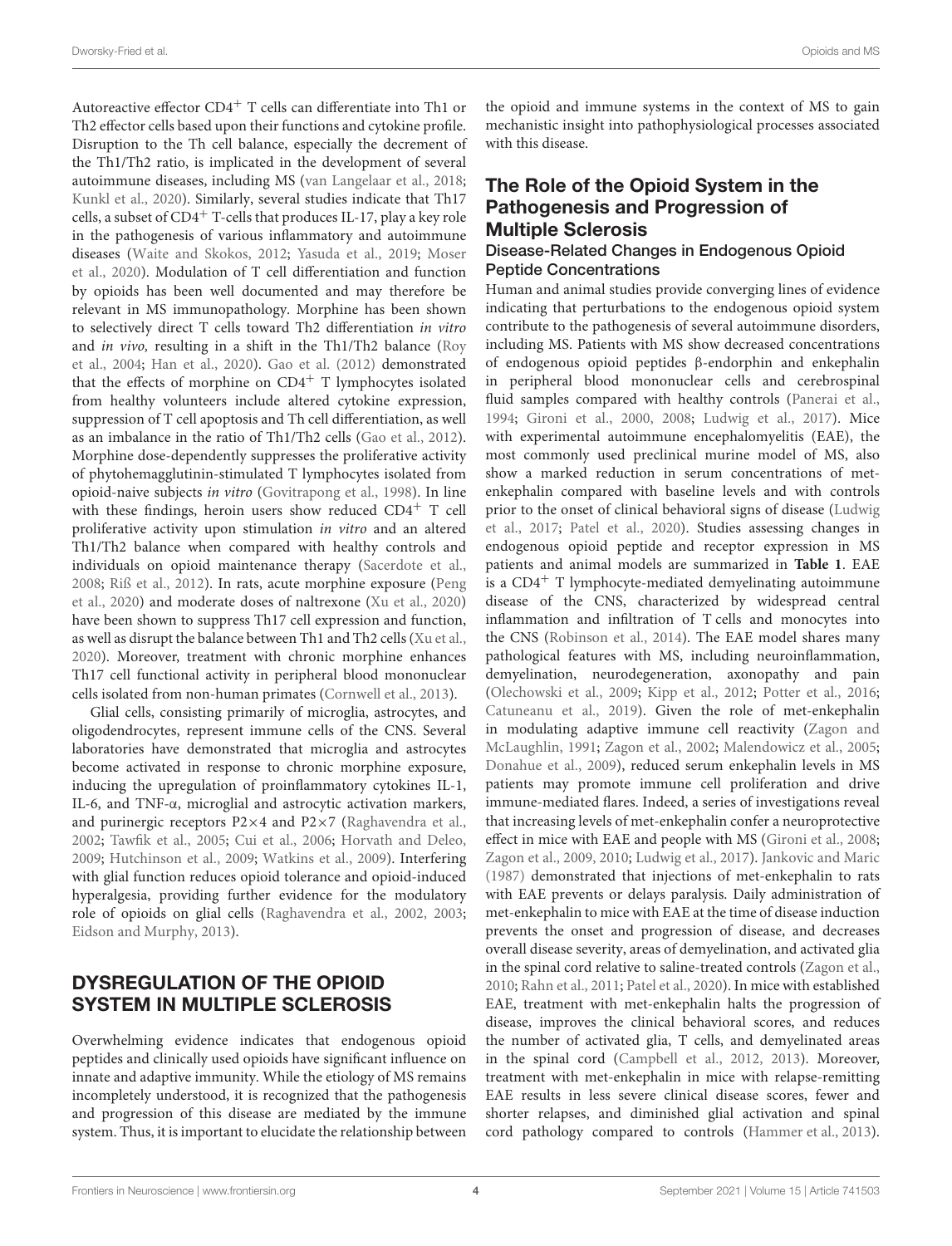Autoreactive effector $CD4^+$ T cells can differentiate into Th1 or Th2 effector cells based upon their functions and cytokine profile. Disruption to the Th cell balance, especially the decrement of the Th1/Th2 ratio, is implicated in the development of several autoimmune diseases, including MS (van Langelaar et al., 2018; Kunkl et al., 2020). Similarly, several studies indicate that Th17 cells, a subset of $CD4^+$ T-cells that produces IL-17, play a key role in the pathogenesis of various inflammatory and autoimmune diseases (Waite and Skokos, 2012; Yasuda et al., 2019; Moser et al., 2020). Modulation of T cell differentiation and function by opioids has been well documented and may therefore be relevant in MS immunopathology. Morphine has been shown to selectively direct T cells toward Th2 differentiation *in vitro* and *in vivo,* resulting in a shift in the Th1/Th2 balance (Roy et al., 2004; Han et al., 2020). Gao et al. (2012) demonstrated that the effects of morphine on $CD4^+$ T lymphocytes isolated from healthy volunteers include altered cytokine expression, suppression of T cell apoptosis and Th cell differentiation, as well as an imbalance in the ratio of Th1/Th2 cells (Gao et al., 2012). Morphine dose-dependently suppresses the proliferative activity of phytohemagglutinin-stimulated T lymphocytes isolated from opioid-naive subjects *in vitro* (Govitrapong et al., 1998). In line with these findings, heroin users show reduced $CD4^+$ T cell proliferative activity upon stimulation *in vitro* and an altered Th1/Th2 balance when compared with healthy controls and individuals on opioid maintenance therapy (Sacerdote et al., 2008; Riß et al., 2012). In rats, acute morphine exposure (Peng et al., 2020) and moderate doses of naltrexone (Xu et al., 2020) have been shown to suppress Th17 cell expression and function, as well as disrupt the balance between Th1 and Th2 cells (Xu et al., 2020). Moreover, treatment with chronic morphine enhances Th17 cell functional activity in peripheral blood mononuclear cells isolated from non-human primates (Cornwell et al., 2013).

Glial cells, consisting primarily of microglia, astrocytes, and oligodendrocytes, represent immune cells of the CNS. Several laboratories have demonstrated that microglia and astrocytes become activated in response to chronic morphine exposure, inducing the upregulation of proinflammatory cytokines IL-1, IL-6, and TNF-α, microglial and astrocytic activation markers, and purinergic receptors P2×4 and P2×7 (Raghavendra et al., 2002; Tawfik et al., 2005; Cui et al., 2006; Horvath and Deleo, 2009; Hutchinson et al., 2009; Watkins et al., 2009). Interfering with glial function reduces opioid tolerance and opioid-induced hyperalgesia, providing further evidence for the modulatory role of opioids on glial cells (Raghavendra et al., 2002, 2003; Eidson and Murphy, 2013).

## DYSREGULATION OF THE OPIOID SYSTEM IN MULTIPLE SCLEROSIS

Overwhelming evidence indicates that endogenous opioid peptides and clinically used opioids have significant influence on innate and adaptive immunity. While the etiology of MS remains incompletely understood, it is recognized that the pathogenesis and progression of this disease are mediated by the immune system. Thus, it is important to elucidate the relationship between the opioid and immune systems in the context of MS to gain mechanistic insight into pathophysiological processes associated with this disease.

### The Role of the Opioid System in the Pathogenesis and Progression of Multiple Sclerosis

#### Disease-Related Changes in Endogenous Opioid Peptide Concentrations

Human and animal studies provide converging lines of evidence indicating that perturbations to the endogenous opioid system contribute to the pathogenesis of several autoimmune disorders, including MS. Patients with MS show decreased concentrations of endogenous opioid peptides β-endorphin and enkephalin in peripheral blood mononuclear cells and cerebrospinal fluid samples compared with healthy controls (Panerai et al., 1994; Gironi et al., 2000, 2008; Ludwig et al., 2017). Mice with experimental autoimmune encephalomyelitis (EAE), the most commonly used preclinical murine model of MS, also show a marked reduction in serum concentrations of met-enkephalin compared with baseline levels and with controls prior to the onset of clinical behavioral signs of disease (Ludwig et al., 2017; Patel et al., 2020). Studies assessing changes in endogenous opioid peptide and receptor expression in MS patients and animal models are summarized in **Table 1**. EAE is a $CD4^+$ T lymphocyte-mediated demyelinating autoimmune disease of the CNS, characterized by widespread central inflammation and infiltration of T cells and monocytes into the CNS (Robinson et al., 2014). The EAE model shares many pathological features with MS, including neuroinflammation, demyelination, neurodegeneration, axonopathy and pain (Olechowski et al., 2009; Kipp et al., 2012; Potter et al., 2016; Catuneanu et al., 2019). Given the role of met-enkephalin in modulating adaptive immune cell reactivity (Zagon and McLaughlin, 1991; Zagon et al., 2002; Malendowicz et al., 2005; Donahue et al., 2009), reduced serum enkephalin levels in MS patients may promote immune cell proliferation and drive immune-mediated flares. Indeed, a series of investigations reveal that increasing levels of met-enkephalin confer a neuroprotective effect in mice with EAE and people with MS (Gironi et al., 2008; Zagon et al., 2009, 2010; Ludwig et al., 2017). Jankovic and Maric (1987) demonstrated that injections of met-enkephalin to rats with EAE prevents or delays paralysis. Daily administration of met-enkephalin to mice with EAE at the time of disease induction prevents the onset and progression of disease, and decreases overall disease severity, areas of demyelination, and activated glia in the spinal cord relative to saline-treated controls (Zagon et al., 2010; Rahn et al., 2011; Patel et al., 2020). In mice with established EAE, treatment with met-enkephalin halts the progression of disease, improves the clinical behavioral scores, and reduces the number of activated glia, T cells, and demyelinated areas in the spinal cord (Campbell et al., 2012, 2013). Moreover, treatment with met-enkephalin in mice with relapse-remitting EAE results in less severe clinical disease scores, fewer and shorter relapses, and diminished glial activation and spinal cord pathology compared to controls (Hammer et al., 2013).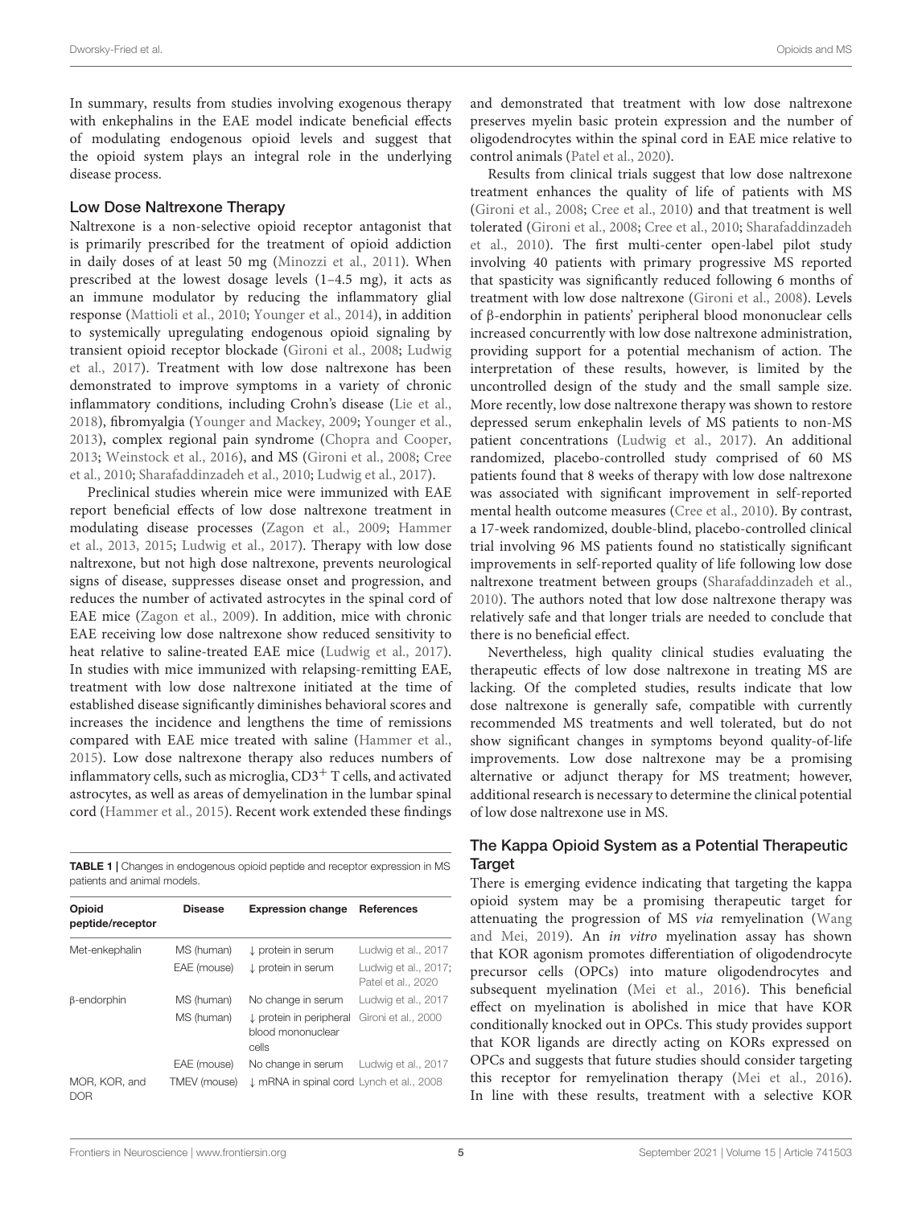In summary, results from studies involving exogenous therapy with enkephalins in the EAE model indicate beneficial effects of modulating endogenous opioid levels and suggest that the opioid system plays an integral role in the underlying disease process.

### Low Dose Naltrexone Therapy

Naltrexone is a non-selective opioid receptor antagonist that is primarily prescribed for the treatment of opioid addiction in daily doses of at least 50 mg (Minozzi et al., 2011). When prescribed at the lowest dosage levels (1–4.5 mg), it acts as an immune modulator by reducing the inflammatory glial response (Mattioli et al., 2010; Younger et al., 2014), in addition to systemically upregulating endogenous opioid signaling by transient opioid receptor blockade (Gironi et al., 2008; Ludwig et al., 2017). Treatment with low dose naltrexone has been demonstrated to improve symptoms in a variety of chronic inflammatory conditions, including Crohn's disease (Lie et al., 2018), fibromyalgia (Younger and Mackey, 2009; Younger et al., 2013), complex regional pain syndrome (Chopra and Cooper, 2013; Weinstock et al., 2016), and MS (Gironi et al., 2008; Cree et al., 2010; Sharafaddinzadeh et al., 2010; Ludwig et al., 2017).

Preclinical studies wherein mice were immunized with EAE report beneficial effects of low dose naltrexone treatment in modulating disease processes (Zagon et al., 2009; Hammer et al., 2013, 2015; Ludwig et al., 2017). Therapy with low dose naltrexone, but not high dose naltrexone, prevents neurological signs of disease, suppresses disease onset and progression, and reduces the number of activated astrocytes in the spinal cord of EAE mice (Zagon et al., 2009). In addition, mice with chronic EAE receiving low dose naltrexone show reduced sensitivity to heat relative to saline-treated EAE mice (Ludwig et al., 2017). In studies with mice immunized with relapsing-remitting EAE, treatment with low dose naltrexone initiated at the time of established disease significantly diminishes behavioral scores and increases the incidence and lengthens the time of remissions compared with EAE mice treated with saline (Hammer et al., 2015). Low dose naltrexone therapy also reduces numbers of inflammatory cells, such as microglia, $CD3^{+}$ T cells, and activated astrocytes, as well as areas of demyelination in the lumbar spinal cord (Hammer et al., 2015). Recent work extended these findings and demonstrated that treatment with low dose naltrexone preserves myelin basic protein expression and the number of oligodendrocytes within the spinal cord in EAE mice relative to control animals (Patel et al., 2020).

Results from clinical trials suggest that low dose naltrexone treatment enhances the quality of life of patients with MS (Gironi et al., 2008; Cree et al., 2010) and that treatment is well tolerated (Gironi et al., 2008; Cree et al., 2010; Sharafaddinzadeh et al., 2010). The first multi-center open-label pilot study involving 40 patients with primary progressive MS reported that spasticity was significantly reduced following 6 months of treatment with low dose naltrexone (Gironi et al., 2008). Levels of β-endorphin in patients' peripheral blood mononuclear cells increased concurrently with low dose naltrexone administration, providing support for a potential mechanism of action. The interpretation of these results, however, is limited by the uncontrolled design of the study and the small sample size. More recently, low dose naltrexone therapy was shown to restore depressed serum enkephalin levels of MS patients to non-MS patient concentrations (Ludwig et al., 2017). An additional randomized, placebo-controlled study comprised of 60 MS patients found that 8 weeks of therapy with low dose naltrexone was associated with significant improvement in self-reported mental health outcome measures (Cree et al., 2010). By contrast, a 17-week randomized, double-blind, placebo-controlled clinical trial involving 96 MS patients found no statistically significant improvements in self-reported quality of life following low dose naltrexone treatment between groups (Sharafaddinzadeh et al., 2010). The authors noted that low dose naltrexone therapy was relatively safe and that longer trials are needed to conclude that there is no beneficial effect.

Nevertheless, high quality clinical studies evaluating the therapeutic effects of low dose naltrexone in treating MS are lacking. Of the completed studies, results indicate that low dose naltrexone is generally safe, compatible with currently recommended MS treatments and well tolerated, but do not show significant changes in symptoms beyond quality-of-life improvements. Low dose naltrexone may be a promising alternative or adjunct therapy for MS treatment; however, additional research is necessary to determine the clinical potential of low dose naltrexone use in MS.

**TABLE 1** | Changes in endogenous opioid peptide and receptor expression in MS patients and animal models.

| Opioid peptide/receptor | Disease | Expression change | References |
|---|---|---|---|
| Met-enkephalin | MS (human) | ↓ protein in serum | Ludwig et al., 2017 |
| | EAE (mouse) | ↓ protein in serum | Ludwig et al., 2017; Patel et al., 2020 |
| β-endorphin | MS (human) | No change in serum | Ludwig et al., 2017 |
| | MS (human) | ↓ protein in peripheral blood mononuclear cells | Gironi et al., 2000 |
| | EAE (mouse) | No change in serum | Ludwig et al., 2017 |
| MOR, KOR, and DOR | TMEV (mouse) | ↓ mRNA in spinal cord | Lynch et al., 2008 |

### The Kappa Opioid System as a Potential Therapeutic Target

There is emerging evidence indicating that targeting the kappa opioid system may be a promising therapeutic target for attenuating the progression of MS *via* remyelination (Wang and Mei, 2019). An *in vitro* myelination assay has shown that KOR agonism promotes differentiation of oligodendrocyte precursor cells (OPCs) into mature oligodendrocytes and subsequent myelination (Mei et al., 2016). This beneficial effect on myelination is abolished in mice that have KOR conditionally knocked out in OPCs. This study provides support that KOR ligands are directly acting on KORs expressed on OPCs and suggests that future studies should consider targeting this receptor for remyelination therapy (Mei et al., 2016). In line with these results, treatment with a selective KOR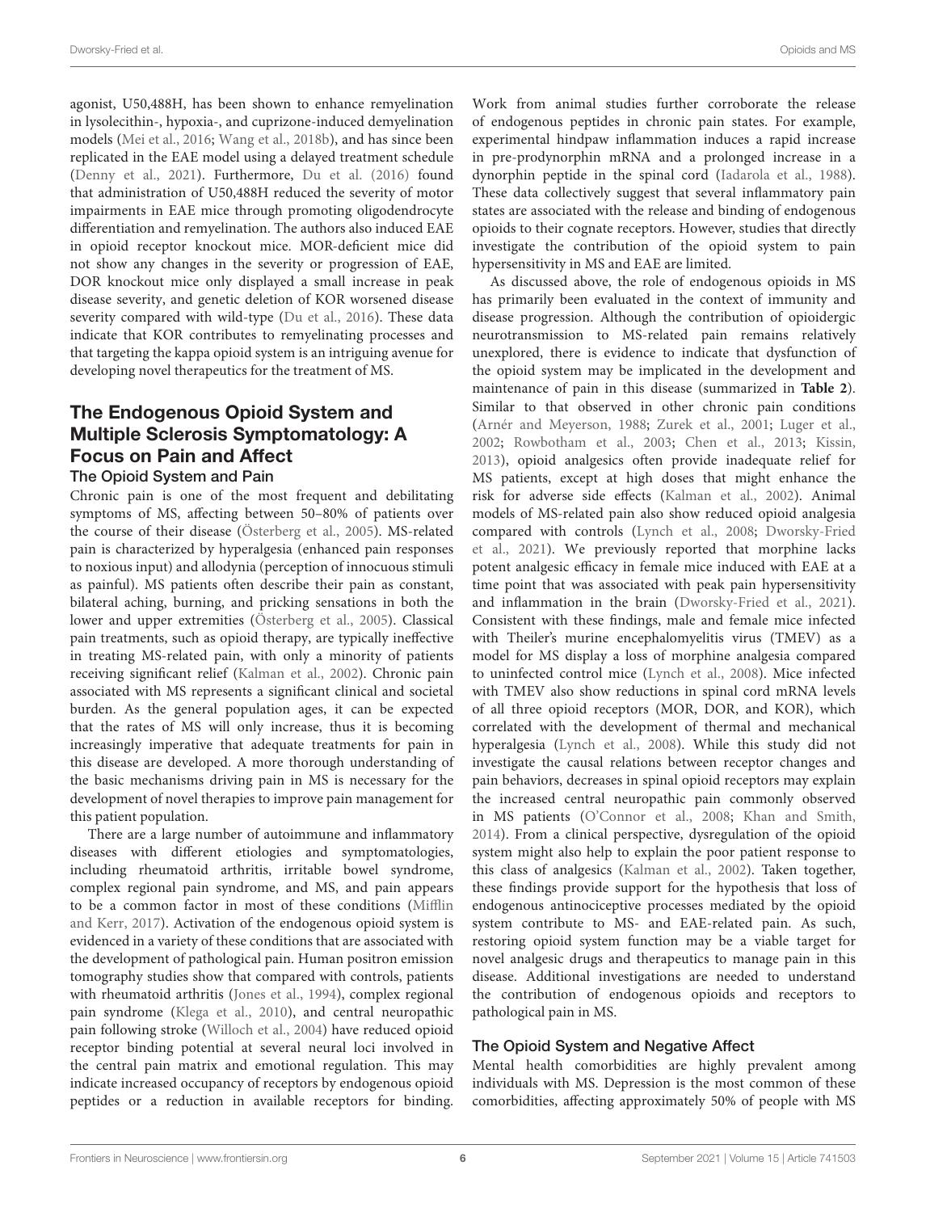agonist, U50,488H, has been shown to enhance remyelination in lysolecithin-, hypoxia-, and cuprizone-induced demyelination models (Mei et al., 2016; Wang et al., 2018b), and has since been replicated in the EAE model using a delayed treatment schedule (Denny et al., 2021). Furthermore, Du et al. (2016) found that administration of U50,488H reduced the severity of motor impairments in EAE mice through promoting oligodendrocyte differentiation and remyelination. The authors also induced EAE in opioid receptor knockout mice. MOR-deficient mice did not show any changes in the severity or progression of EAE, DOR knockout mice only displayed a small increase in peak disease severity, and genetic deletion of KOR worsened disease severity compared with wild-type (Du et al., 2016). These data indicate that KOR contributes to remyelinating processes and that targeting the kappa opioid system is an intriguing avenue for developing novel therapeutics for the treatment of MS.

## The Endogenous Opioid System and Multiple Sclerosis Symptomatology: A Focus on Pain and Affect

### The Opioid System and Pain

Chronic pain is one of the most frequent and debilitating symptoms of MS, affecting between 50–80% of patients over the course of their disease (Österberg et al., 2005). MS-related pain is characterized by hyperalgesia (enhanced pain responses to noxious input) and allodynia (perception of innocuous stimuli as painful). MS patients often describe their pain as constant, bilateral aching, burning, and pricking sensations in both the lower and upper extremities (Österberg et al., 2005). Classical pain treatments, such as opioid therapy, are typically ineffective in treating MS-related pain, with only a minority of patients receiving significant relief (Kalman et al., 2002). Chronic pain associated with MS represents a significant clinical and societal burden. As the general population ages, it can be expected that the rates of MS will only increase, thus it is becoming increasingly imperative that adequate treatments for pain in this disease are developed. A more thorough understanding of the basic mechanisms driving pain in MS is necessary for the development of novel therapies to improve pain management for this patient population.

There are a large number of autoimmune and inflammatory diseases with different etiologies and symptomatologies, including rheumatoid arthritis, irritable bowel syndrome, complex regional pain syndrome, and MS, and pain appears to be a common factor in most of these conditions (Mifflin and Kerr, 2017). Activation of the endogenous opioid system is evidenced in a variety of these conditions that are associated with the development of pathological pain. Human positron emission tomography studies show that compared with controls, patients with rheumatoid arthritis (Jones et al., 1994), complex regional pain syndrome (Klega et al., 2010), and central neuropathic pain following stroke (Willoch et al., 2004) have reduced opioid receptor binding potential at several neural loci involved in the central pain matrix and emotional regulation. This may indicate increased occupancy of receptors by endogenous opioid peptides or a reduction in available receptors for binding. Work from animal studies further corroborate the release of endogenous peptides in chronic pain states. For example, experimental hindpaw inflammation induces a rapid increase in pre-prodynorphin mRNA and a prolonged increase in a dynorphin peptide in the spinal cord (Iadarola et al., 1988). These data collectively suggest that several inflammatory pain states are associated with the release and binding of endogenous opioids to their cognate receptors. However, studies that directly investigate the contribution of the opioid system to pain hypersensitivity in MS and EAE are limited.

As discussed above, the role of endogenous opioids in MS has primarily been evaluated in the context of immunity and disease progression. Although the contribution of opioidergic neurotransmission to MS-related pain remains relatively unexplored, there is evidence to indicate that dysfunction of the opioid system may be implicated in the development and maintenance of pain in this disease (summarized in **Table 2**). Similar to that observed in other chronic pain conditions (Arnér and Meyerson, 1988; Zurek et al., 2001; Luger et al., 2002; Rowbotham et al., 2003; Chen et al., 2013; Kissin, 2013), opioid analgesics often provide inadequate relief for MS patients, except at high doses that might enhance the risk for adverse side effects (Kalman et al., 2002). Animal models of MS-related pain also show reduced opioid analgesia compared with controls (Lynch et al., 2008; Dworsky-Fried et al., 2021). We previously reported that morphine lacks potent analgesic efficacy in female mice induced with EAE at a time point that was associated with peak pain hypersensitivity and inflammation in the brain (Dworsky-Fried et al., 2021). Consistent with these findings, male and female mice infected with Theiler's murine encephalomyelitis virus (TMEV) as a model for MS display a loss of morphine analgesia compared to uninfected control mice (Lynch et al., 2008). Mice infected with TMEV also show reductions in spinal cord mRNA levels of all three opioid receptors (MOR, DOR, and KOR), which correlated with the development of thermal and mechanical hyperalgesia (Lynch et al., 2008). While this study did not investigate the causal relations between receptor changes and pain behaviors, decreases in spinal opioid receptors may explain the increased central neuropathic pain commonly observed in MS patients (O'Connor et al., 2008; Khan and Smith, 2014). From a clinical perspective, dysregulation of the opioid system might also help to explain the poor patient response to this class of analgesics (Kalman et al., 2002). Taken together, these findings provide support for the hypothesis that loss of endogenous antinociceptive processes mediated by the opioid system contribute to MS- and EAE-related pain. As such, restoring opioid system function may be a viable target for novel analgesic drugs and therapeutics to manage pain in this disease. Additional investigations are needed to understand the contribution of endogenous opioids and receptors to pathological pain in MS.

### The Opioid System and Negative Affect

Mental health comorbidities are highly prevalent among individuals with MS. Depression is the most common of these comorbidities, affecting approximately 50% of people with MS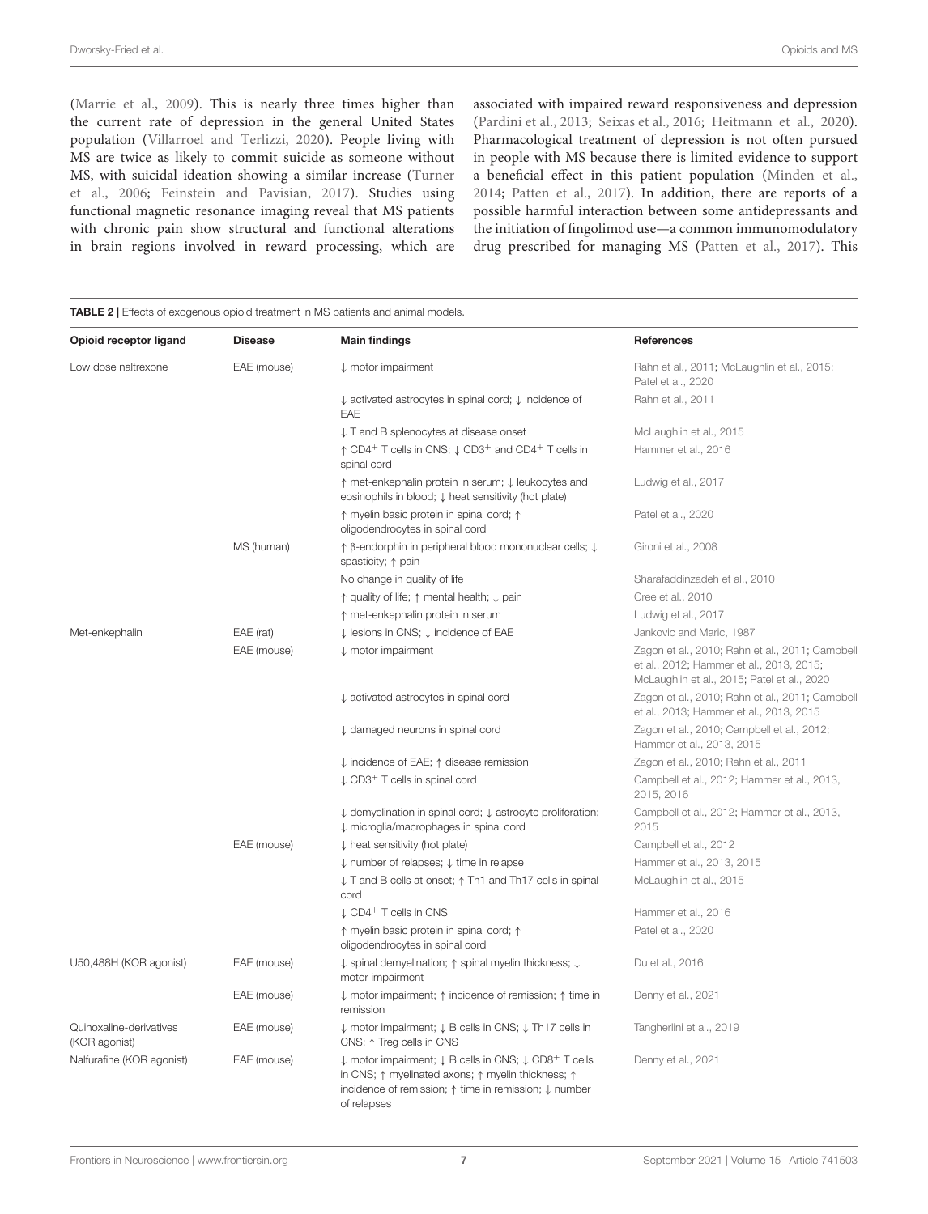(Marrie et al., 2009). This is nearly three times higher than the current rate of depression in the general United States population (Villarroel and Terlizzi, 2020). People living with MS are twice as likely to commit suicide as someone without MS, with suicidal ideation showing a similar increase (Turner et al., 2006; Feinstein and Pavisian, 2017). Studies using functional magnetic resonance imaging reveal that MS patients with chronic pain show structural and functional alterations in brain regions involved in reward processing, which are associated with impaired reward responsiveness and depression (Pardini et al., 2013; Seixas et al., 2016; Heitmann et al., 2020). Pharmacological treatment of depression is not often pursued in people with MS because there is limited evidence to support a beneficial effect in this patient population (Minden et al., 2014; Patten et al., 2017). In addition, there are reports of a possible harmful interaction between some antidepressants and the initiation of fingolimod use—a common immunomodulatory drug prescribed for managing MS (Patten et al., 2017). This

**TABLE 2 |** Effects of exogenous opioid treatment in MS patients and animal models.

| Opioid receptor ligand | Disease | Main findings | References |
|---|---|---|---|
| Low dose naltrexone | EAE (mouse) | ↓ motor impairment | Rahn et al., 2011; McLaughlin et al., 2015; Patel et al., 2020 |
| | | ↓ activated astrocytes in spinal cord; ↓ incidence of EAE | Rahn et al., 2011 |
| | | ↓ T and B splenocytes at disease onset | McLaughlin et al., 2015 |
| | | ↑ $CD4^+$ T cells in CNS; ↓ $CD3^+$ and $CD4^+$ T cells in spinal cord | Hammer et al., 2016 |
| | | ↑ met-enkephalin protein in serum; ↓ leukocytes and eosinophils in blood; ↓ heat sensitivity (hot plate) | Ludwig et al., 2017 |
| | | ↑ myelin basic protein in spinal cord; ↑ oligodendrocytes in spinal cord | Patel et al., 2020 |
| | MS (human) | ↑ β-endorphin in peripheral blood mononuclear cells; ↓ spasticity; ↑ pain | Gironi et al., 2008 |
| | | No change in quality of life | Sharafaddinzadeh et al., 2010 |
| | | ↑ quality of life; ↑ mental health; ↓ pain | Cree et al., 2010 |
| | | ↑ met-enkephalin protein in serum | Ludwig et al., 2017 |
| Met-enkephalin | EAE (rat) | ↓ lesions in CNS; ↓ incidence of EAE | Jankovic and Maric, 1987 |
| | EAE (mouse) | ↓ motor impairment | Zagon et al., 2010; Rahn et al., 2011; Campbell et al., 2012; Hammer et al., 2013, 2015; McLaughlin et al., 2015; Patel et al., 2020 |
| | | ↓ activated astrocytes in spinal cord | Zagon et al., 2010; Rahn et al., 2011; Campbell et al., 2013; Hammer et al., 2013, 2015 |
| | | ↓ damaged neurons in spinal cord | Zagon et al., 2010; Campbell et al., 2012; Hammer et al., 2013, 2015 |
| | | ↓ incidence of EAE; ↑ disease remission | Zagon et al., 2010; Rahn et al., 2011 |
| | | ↓ $CD3^+$ T cells in spinal cord | Campbell et al., 2012; Hammer et al., 2013, 2015, 2016 |
| | | ↓ demyelination in spinal cord; ↓ astrocyte proliferation; ↓ microglia/macrophages in spinal cord | Campbell et al., 2012; Hammer et al., 2013, 2015 |
| | EAE (mouse) | ↓ heat sensitivity (hot plate) | Campbell et al., 2012 |
| | | ↓ number of relapses; ↓ time in relapse | Hammer et al., 2013, 2015 |
| | | ↓ T and B cells at onset; ↑ Th1 and Th17 cells in spinal cord | McLaughlin et al., 2015 |
| | | ↓ $CD4^+$ T cells in CNS | Hammer et al., 2016 |
| | | ↑ myelin basic protein in spinal cord; ↑ oligodendrocytes in spinal cord | Patel et al., 2020 |
| U50,488H (KOR agonist) | EAE (mouse) | ↓ spinal demyelination; ↑ spinal myelin thickness; ↓ motor impairment | Du et al., 2016 |
| | EAE (mouse) | ↓ motor impairment; ↑ incidence of remission; ↑ time in remission | Denny et al., 2021 |
| Quinoxaline-derivatives (KOR agonist) | EAE (mouse) | ↓ motor impairment; ↓ B cells in CNS; ↓ Th17 cells in CNS; ↑ Treg cells in CNS | Tangherlini et al., 2019 |
| Nalfurafine (KOR agonist) | EAE (mouse) | ↓ motor impairment; ↓ B cells in CNS; ↓ $CD8^+$ T cells in CNS; ↑ myelinated axons; ↑ myelin thickness; ↑ incidence of remission; ↑ time in remission; ↓ number of relapses | Denny et al., 2021 |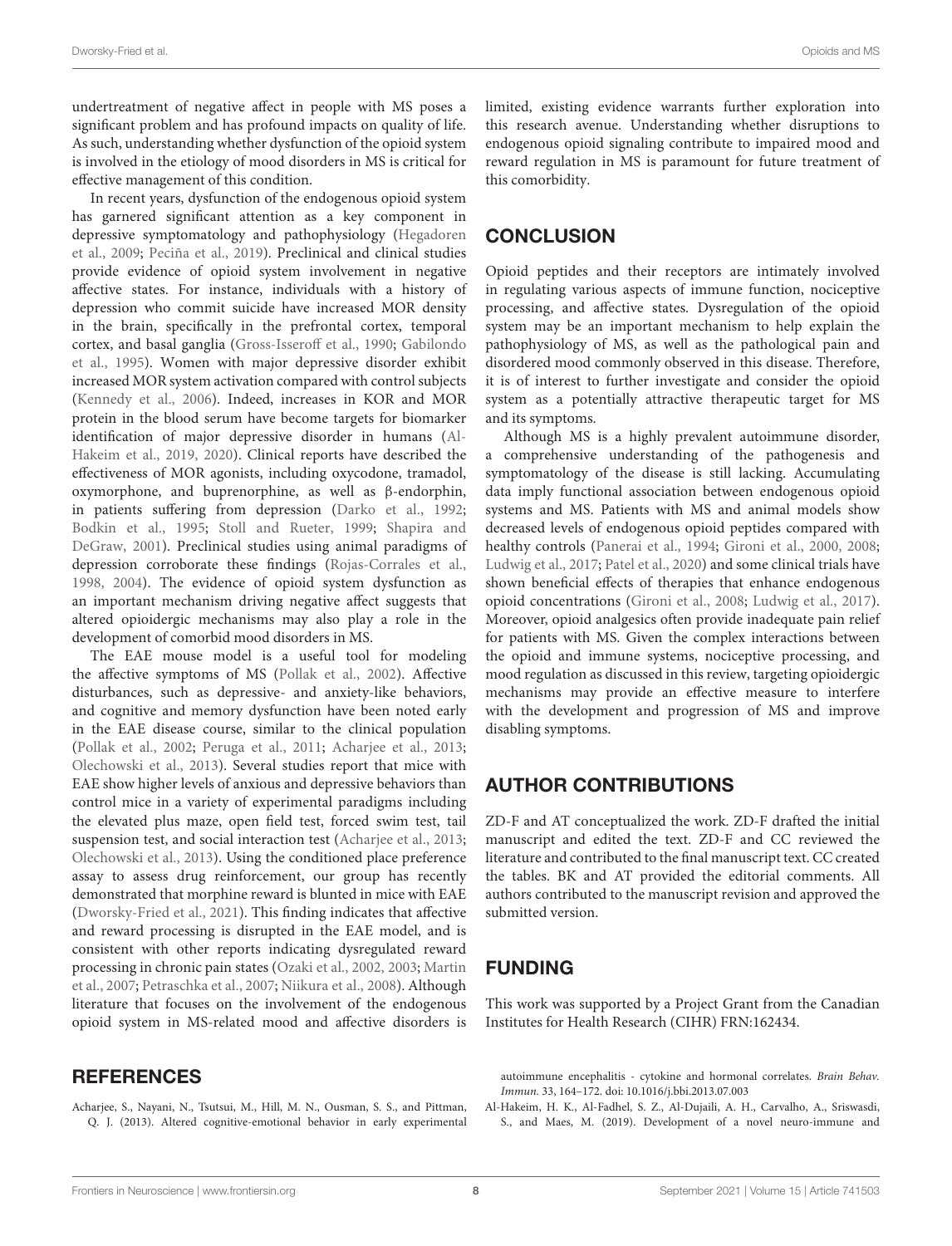undertreatment of negative affect in people with MS poses a significant problem and has profound impacts on quality of life. As such, understanding whether dysfunction of the opioid system is involved in the etiology of mood disorders in MS is critical for effective management of this condition.

In recent years, dysfunction of the endogenous opioid system has garnered significant attention as a key component in depressive symptomatology and pathophysiology (Hegadoren et al., 2009; Peciña et al., 2019). Preclinical and clinical studies provide evidence of opioid system involvement in negative affective states. For instance, individuals with a history of depression who commit suicide have increased MOR density in the brain, specifically in the prefrontal cortex, temporal cortex, and basal ganglia (Gross-Isseroff et al., 1990; Gabilondo et al., 1995). Women with major depressive disorder exhibit increased MOR system activation compared with control subjects (Kennedy et al., 2006). Indeed, increases in KOR and MOR protein in the blood serum have become targets for biomarker identification of major depressive disorder in humans (Al-Hakeim et al., 2019, 2020). Clinical reports have described the effectiveness of MOR agonists, including oxycodone, tramadol, oxymorphone, and buprenorphine, as well as β-endorphin, in patients suffering from depression (Darko et al., 1992; Bodkin et al., 1995; Stoll and Rueter, 1999; Shapira and DeGraw, 2001). Preclinical studies using animal paradigms of depression corroborate these findings (Rojas-Corrales et al., 1998, 2004). The evidence of opioid system dysfunction as an important mechanism driving negative affect suggests that altered opioidergic mechanisms may also play a role in the development of comorbid mood disorders in MS.

The EAE mouse model is a useful tool for modeling the affective symptoms of MS (Pollak et al., 2002). Affective disturbances, such as depressive- and anxiety-like behaviors, and cognitive and memory dysfunction have been noted early in the EAE disease course, similar to the clinical population (Pollak et al., 2002; Peruga et al., 2011; Acharjee et al., 2013; Olechowski et al., 2013). Several studies report that mice with EAE show higher levels of anxious and depressive behaviors than control mice in a variety of experimental paradigms including the elevated plus maze, open field test, forced swim test, tail suspension test, and social interaction test (Acharjee et al., 2013; Olechowski et al., 2013). Using the conditioned place preference assay to assess drug reinforcement, our group has recently demonstrated that morphine reward is blunted in mice with EAE (Dworsky-Fried et al., 2021). This finding indicates that affective and reward processing is disrupted in the EAE model, and is consistent with other reports indicating dysregulated reward processing in chronic pain states (Ozaki et al., 2002, 2003; Martin et al., 2007; Petraschka et al., 2007; Niikura et al., 2008). Although literature that focuses on the involvement of the endogenous opioid system in MS-related mood and affective disorders is limited, existing evidence warrants further exploration into this research avenue. Understanding whether disruptions to endogenous opioid signaling contribute to impaired mood and reward regulation in MS is paramount for future treatment of this comorbidity.

## CONCLUSION

Opioid peptides and their receptors are intimately involved in regulating various aspects of immune function, nociceptive processing, and affective states. Dysregulation of the opioid system may be an important mechanism to help explain the pathophysiology of MS, as well as the pathological pain and disordered mood commonly observed in this disease. Therefore, it is of interest to further investigate and consider the opioid system as a potentially attractive therapeutic target for MS and its symptoms.

Although MS is a highly prevalent autoimmune disorder, a comprehensive understanding of the pathogenesis and symptomatology of the disease is still lacking. Accumulating data imply functional association between endogenous opioid systems and MS. Patients with MS and animal models show decreased levels of endogenous opioid peptides compared with healthy controls (Panerai et al., 1994; Gironi et al., 2000, 2008; Ludwig et al., 2017; Patel et al., 2020) and some clinical trials have shown beneficial effects of therapies that enhance endogenous opioid concentrations (Gironi et al., 2008; Ludwig et al., 2017). Moreover, opioid analgesics often provide inadequate pain relief for patients with MS. Given the complex interactions between the opioid and immune systems, nociceptive processing, and mood regulation as discussed in this review, targeting opioidergic mechanisms may provide an effective measure to interfere with the development and progression of MS and improve disabling symptoms.

## AUTHOR CONTRIBUTIONS

ZD-F and AT conceptualized the work. ZD-F drafted the initial manuscript and edited the text. ZD-F and CC reviewed the literature and contributed to the final manuscript text. CC created the tables. BK and AT provided the editorial comments. All authors contributed to the manuscript revision and approved the submitted version.

## FUNDING

This work was supported by a Project Grant from the Canadian Institutes for Health Research (CIHR) FRN:162434.

## REFERENCES

Acharjee, S., Nayani, N., Tsutsui, M., Hill, M. N., Ousman, S. S., and Pittman, Q. J. (2013). Altered cognitive-emotional behavior in early experimental autoimmune encephalitis - cytokine and hormonal correlates. *Brain Behav. Immun.* 33, 164–172. doi: 10.1016/j.bbi.2013.07.003

Al-Hakeim, H. K., Al-Fadhel, S. Z., Al-Dujaili, A. H., Carvalho, A., Sriswasdi, S., and Maes, M. (2019). Development of a novel neuro-immune and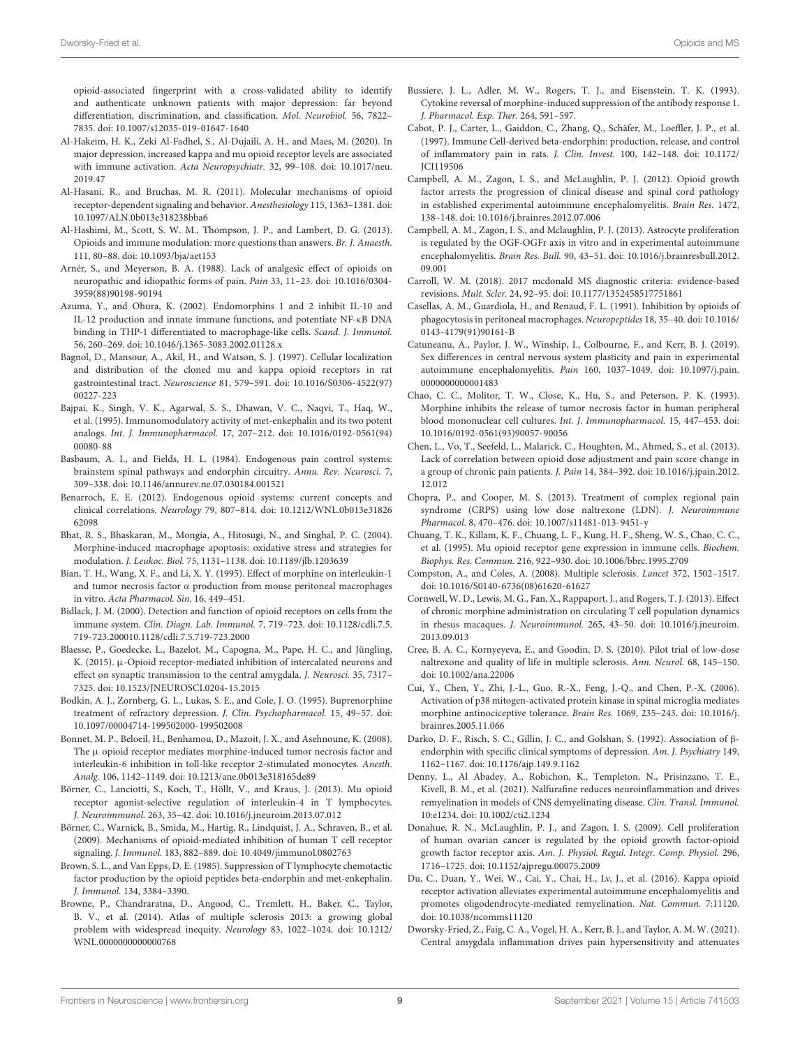opioid-associated fingerprint with a cross-validated ability to identify and authenticate unknown patients with major depression: far beyond differentiation, discrimination, and classification. *Mol. Neurobiol.* 56, 7822–7835. doi: 10.1007/s12035-019-01647-1640

Al-Hakeim, H. K., Zeki Al-Fadhel, S., Al-Dujaili, A. H., and Maes, M. (2020). In major depression, increased kappa and mu opioid receptor levels are associated with immune activation. *Acta Neuropsychiatr.* 32, 99–108. doi: 10.1017/neu.2019.47

Al-Hasani, R., and Bruchas, M. R. (2011). Molecular mechanisms of opioid receptor-dependent signaling and behavior. *Anesthesiology* 115, 1363–1381. doi: 10.1097/ALN.0b013e318238bba6

Al-Hashimi, M., Scott, S. W. M., Thompson, J. P., and Lambert, D. G. (2013). Opioids and immune modulation: more questions than answers. *Br. J. Anaesth.* 111, 80–88. doi: 10.1093/bja/aet153

Arnér, S., and Meyerson, B. A. (1988). Lack of analgesic effect of opioids on neuropathic and idiopathic forms of pain. *Pain* 33, 11–23. doi: 10.1016/0304-3959(88)90198-90194

Azuma, Y., and Ohura, K. (2002). Endomorphins 1 and 2 inhibit IL-10 and IL-12 production and innate immune functions, and potentiate NF-κB DNA binding in THP-1 differentiated to macrophage-like cells. *Scand. J. Immunol.* 56, 260–269. doi: 10.1046/j.1365-3083.2002.01128.x

Bagnol, D., Mansour, A., Akil, H., and Watson, S. J. (1997). Cellular localization and distribution of the cloned mu and kappa opioid receptors in rat gastrointestinal tract. *Neuroscience* 81, 579–591. doi: 10.1016/S0306-4522(97)00227-223

Bajpai, K., Singh, V. K., Agarwal, S. S., Dhawan, V. C., Naqvi, T., Haq, W., et al. (1995). Immunomodulatory activity of met-enkephalin and its two potent analogs. *Int. J. Immunopharmacol.* 17, 207–212. doi: 10.1016/0192-0561(94)00080-88

Basbaum, A. I., and Fields, H. L. (1984). Endogenous pain control systems: brainstem spinal pathways and endorphin circuitry. *Annu. Rev. Neurosci.* 7, 309–338. doi: 10.1146/annurev.ne.07.030184.001521

Benarroch, E. E. (2012). Endogenous opioid systems: current concepts and clinical correlations. *Neurology* 79, 807–814. doi: 10.1212/WNL.0b013e3182662098

Bhat, R. S., Bhaskaran, M., Mongia, A., Hitosugi, N., and Singhal, P. C. (2004). Morphine-induced macrophage apoptosis: oxidative stress and strategies for modulation. *J. Leukoc. Biol.* 75, 1131–1138. doi: 10.1189/jlb.1203639

Bian, T. H., Wang, X. F., and Li, X. Y. (1995). Effect of morphine on interleukin-1 and tumor necrosis factor α production from mouse peritoneal macrophages in vitro. *Acta Pharmacol. Sin.* 16, 449–451.

Bidlack, J. M. (2000). Detection and function of opioid receptors on cells from the immune system. *Clin. Diagn. Lab. Immunol.* 7, 719–723. doi: 10.1128/cdli.7.5.719-723.200010.1128/cdli.7.5.719-723.2000

Blaesse, P., Goedecke, L., Bazelot, M., Capogna, M., Pape, H. C., and Jüngling, K. (2015). μ-Opioid receptor-mediated inhibition of intercalated neurons and effect on synaptic transmission to the central amygdala. *J. Neurosci.* 35, 7317–7325. doi: 10.1523/JNEUROSCI.0204-15.2015

Bodkin, A. J., Zornberg, G. L., Lukas, S. E., and Cole, J. O. (1995). Buprenorphine treatment of refractory depression. *J. Clin. Psychopharmacol.* 15, 49–57. doi: 10.1097/00004714-199502000-199502008

Bonnet, M. P., Beloeil, H., Benhamou, D., Mazoit, J. X., and Asehnoune, K. (2008). The μ opioid receptor mediates morphine-induced tumor necrosis factor and interleukin-6 inhibition in toll-like receptor 2-stimulated monocytes. *Anesth. Analg.* 106, 1142–1149. doi: 10.1213/ane.0b013e318165de89

Börner, C., Lanciotti, S., Koch, T., Höllt, V., and Kraus, J. (2013). Mu opioid receptor agonist-selective regulation of interleukin-4 in T lymphocytes. *J. Neuroimmunol.* 263, 35–42. doi: 10.1016/j.jneuroim.2013.07.012

Börner, C., Warnick, B., Smida, M., Hartig, R., Lindquist, J. A., Schraven, B., et al. (2009). Mechanisms of opioid-mediated inhibition of human T cell receptor signaling. *J. Immunol.* 183, 882–889. doi: 10.4049/jimmunol.0802763

Brown, S. L., and Van Epps, D. E. (1985). Suppression of T lymphocyte chemotactic factor production by the opioid peptides beta-endorphin and met-enkephalin. *J. Immunol.* 134, 3384–3390.

Browne, P., Chandraratna, D., Angood, C., Tremlett, H., Baker, C., Taylor, B. V., et al. (2014). Atlas of multiple sclerosis 2013: a growing global problem with widespread inequity. *Neurology* 83, 1022–1024. doi: 10.1212/WNL.0000000000000768

Bussiere, J. L., Adler, M. W., Rogers, T. J., and Eisenstein, T. K. (1993). Cytokine reversal of morphine-induced suppression of the antibody response 1. *J. Pharmacol. Exp. Ther.* 264, 591–597.

Cabot, P. J., Carter, L., Gaiddon, C., Zhang, Q., Schäfer, M., Loeffler, J. P., et al. (1997). Immune Cell-derived beta-endorphin: production, release, and control of inflammatory pain in rats. *J. Clin. Invest.* 100, 142–148. doi: 10.1172/JCI119506

Campbell, A. M., Zagon, I. S., and McLaughlin, P. J. (2012). Opioid growth factor arrests the progression of clinical disease and spinal cord pathology in established experimental autoimmune encephalomyelitis. *Brain Res.* 1472, 138–148. doi: 10.1016/j.brainres.2012.07.006

Campbell, A. M., Zagon, I. S., and Mclaughlin, P. J. (2013). Astrocyte proliferation is regulated by the OGF-OGFr axis in vitro and in experimental autoimmune encephalomyelitis. *Brain Res. Bull.* 90, 43–51. doi: 10.1016/j.brainresbull.2012.09.001

Carroll, W. M. (2018). 2017 mcdonald MS diagnostic criteria: evidence-based revisions. *Mult. Scler.* 24, 92–95. doi: 10.1177/1352458517751861

Casellas, A. M., Guardiola, H., and Renaud, F. L. (1991). Inhibition by opioids of phagocytosis in peritoneal macrophages. *Neuropeptides* 18, 35–40. doi: 10.1016/0143-4179(91)90161-B

Catuneanu, A., Paylor, J. W., Winship, I., Colbourne, F., and Kerr, B. J. (2019). Sex differences in central nervous system plasticity and pain in experimental autoimmune encephalomyelitis. *Pain* 160, 1037–1049. doi: 10.1097/j.pain.0000000000001483

Chao, C. C., Molitor, T. W., Close, K., Hu, S., and Peterson, P. K. (1993). Morphine inhibits the release of tumor necrosis factor in human peripheral blood mononuclear cell cultures. *Int. J. Immunopharmacol.* 15, 447–453. doi: 10.1016/0192-0561(93)90057-90056

Chen, L., Vo, T., Seefeld, L., Malarick, C., Houghton, M., Ahmed, S., et al. (2013). Lack of correlation between opioid dose adjustment and pain score change in a group of chronic pain patients. *J. Pain* 14, 384–392. doi: 10.1016/j.jpain.2012.12.012

Chopra, P., and Cooper, M. S. (2013). Treatment of complex regional pain syndrome (CRPS) using low dose naltrexone (LDN). *J. Neuroimmune Pharmacol.* 8, 470–476. doi: 10.1007/s11481-013-9451-y

Chuang, T. K., Killam, K. F., Chuang, L. F., Kung, H. F., Sheng, W. S., Chao, C. C., et al. (1995). Mu opioid receptor gene expression in immune cells. *Biochem. Biophys. Res. Commun.* 216, 922–930. doi: 10.1006/bbrc.1995.2709

Compston, A., and Coles, A. (2008). Multiple sclerosis. *Lancet* 372, 1502–1517. doi: 10.1016/S0140-6736(08)61620-61627

Cornwell, W. D., Lewis, M. G., Fan, X., Rappaport, J., and Rogers, T. J. (2013). Effect of chronic morphine administration on circulating T cell population dynamics in rhesus macaques. *J. Neuroimmunol.* 265, 43–50. doi: 10.1016/j.jneuroim.2013.09.013

Cree, B. A. C., Kornyeyeva, E., and Goodin, D. S. (2010). Pilot trial of low-dose naltrexone and quality of life in multiple sclerosis. *Ann. Neurol.* 68, 145–150. doi: 10.1002/ana.22006

Cui, Y., Chen, Y., Zhi, J.-L., Guo, R.-X., Feng, J.-Q., and Chen, P.-X. (2006). Activation of p38 mitogen-activated protein kinase in spinal microglia mediates morphine antinociceptive tolerance. *Brain Res.* 1069, 235–243. doi: 10.1016/j.brainres.2005.11.066

Darko, D. F., Risch, S. C., Gillin, J. C., and Golshan, S. (1992). Association of β-endorphin with specific clinical symptoms of depression. *Am. J. Psychiatry* 149, 1162–1167. doi: 10.1176/ajp.149.9.1162

Denny, L., Al Abadey, A., Robichon, K., Templeton, N., Prisinzano, T. E., Kivell, B. M., et al. (2021). Nalfurafine reduces neuroinflammation and drives remyelination in models of CNS demyelinating disease. *Clin. Transl. Immunol.* 10:e1234. doi: 10.1002/cti2.1234

Donahue, R. N., McLaughlin, P. J., and Zagon, I. S. (2009). Cell proliferation of human ovarian cancer is regulated by the opioid growth factor-opioid growth factor receptor axis. *Am. J. Physiol. Regul. Integr. Comp. Physiol.* 296, 1716–1725. doi: 10.1152/ajpregu.00075.2009

Du, C., Duan, Y., Wei, W., Cai, Y., Chai, H., Lv, J., et al. (2016). Kappa opioid receptor activation alleviates experimental autoimmune encephalomyelitis and promotes oligodendrocyte-mediated remyelination. *Nat. Commun.* 7:11120. doi: 10.1038/ncomms11120

Dworsky-Fried, Z., Faig, C. A., Vogel, H. A., Kerr, B. J., and Taylor, A. M. W. (2021). Central amygdala inflammation drives pain hypersensitivity and attenuates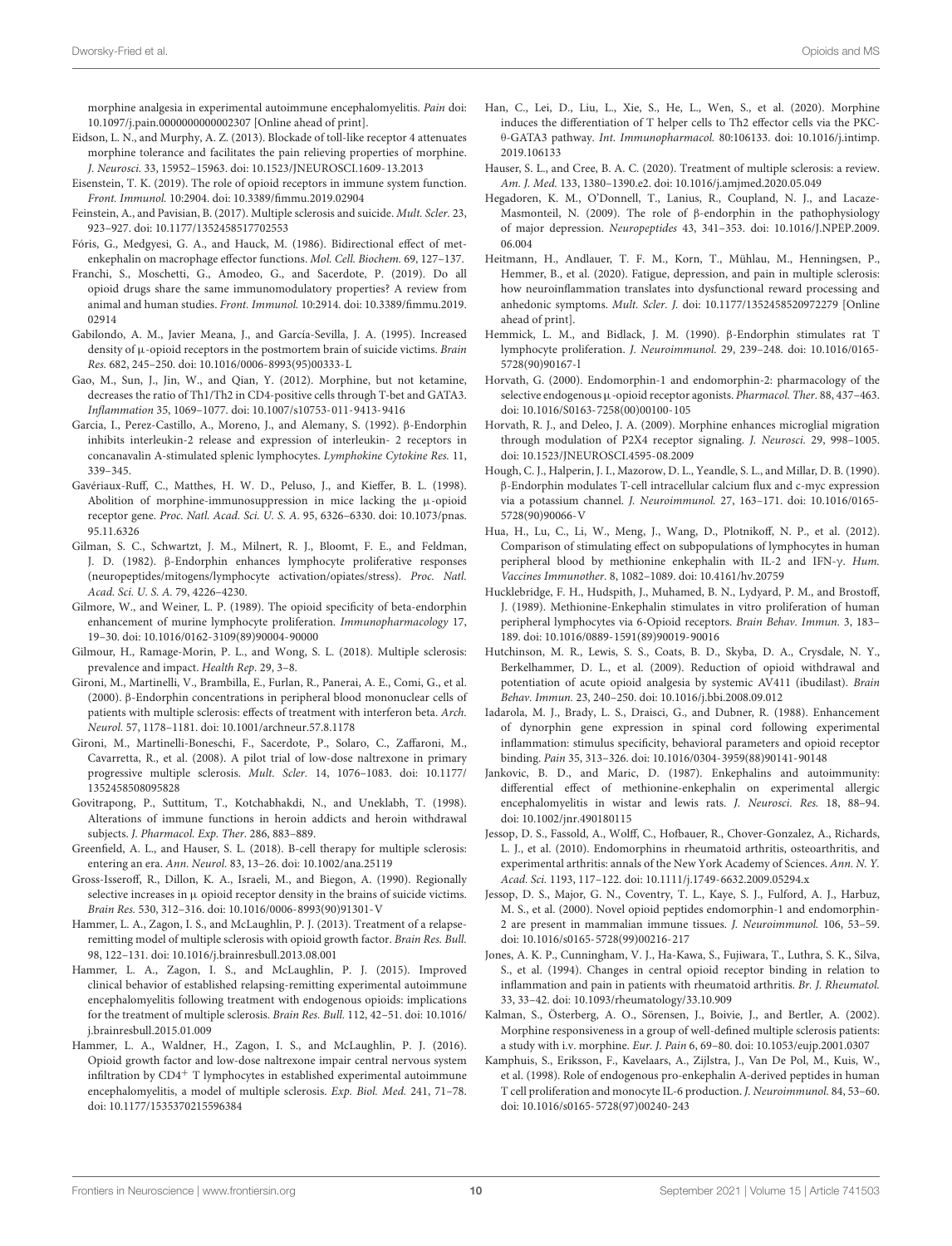morphine analgesia in experimental autoimmune encephalomyelitis. *Pain* doi: 10.1097/j.pain.0000000000002307 [Online ahead of print].

Eidson, L. N., and Murphy, A. Z. (2013). Blockade of toll-like receptor 4 attenuates morphine tolerance and facilitates the pain relieving properties of morphine. *J. Neurosci.* 33, 15952–15963. doi: 10.1523/JNEUROSCI.1609-13.2013

Eisenstein, T. K. (2019). The role of opioid receptors in immune system function. *Front. Immunol.* 10:2904. doi: 10.3389/fimmu.2019.02904

Feinstein, A., and Pavisian, B. (2017). Multiple sclerosis and suicide. *Mult. Scler.* 23, 923–927. doi: 10.1177/1352458517702553

Fóris, G., Medgyesi, G. A., and Hauck, M. (1986). Bidirectional effect of met-enkephalin on macrophage effector functions. *Mol. Cell. Biochem.* 69, 127–137.

Franchi, S., Moschetti, G., Amodeo, G., and Sacerdote, P. (2019). Do all opioid drugs share the same immunomodulatory properties? A review from animal and human studies. *Front. Immunol.* 10:2914. doi: 10.3389/fimmu.2019.02914

Gabilondo, A. M., Javier Meana, J., and García-Sevilla, J. A. (1995). Increased density of μ-opioid receptors in the postmortem brain of suicide victims. *Brain Res.* 682, 245–250. doi: 10.1016/0006-8993(95)00333-L

Gao, M., Sun, J., Jin, W., and Qian, Y. (2012). Morphine, but not ketamine, decreases the ratio of Th1/Th2 in CD4-positive cells through T-bet and GATA3. *Inflammation* 35, 1069–1077. doi: 10.1007/s10753-011-9413-9416

Garcia, I., Perez-Castillo, A., Moreno, J., and Alemany, S. (1992). β-Endorphin inhibits interleukin-2 release and expression of interleukin- 2 receptors in concanavalin A-stimulated splenic lymphocytes. *Lymphokine Cytokine Res.* 11, 339–345.

Gavériaux-Ruff, C., Matthes, H. W. D., Peluso, J., and Kieffer, B. L. (1998). Abolition of morphine-immunosuppression in mice lacking the μ-opioid receptor gene. *Proc. Natl. Acad. Sci. U. S. A.* 95, 6326–6330. doi: 10.1073/pnas.95.11.6326

Gilman, S. C., Schwartzt, J. M., Milnert, R. J., Bloomt, F. E., and Feldman, J. D. (1982). β-Endorphin enhances lymphocyte proliferative responses (neuropeptides/mitogens/lymphocyte activation/opiates/stress). *Proc. Natl. Acad. Sci. U. S. A.* 79, 4226–4230.

Gilmore, W., and Weiner, L. P. (1989). The opioid specificity of beta-endorphin enhancement of murine lymphocyte proliferation. *Immunopharmacology* 17, 19–30. doi: 10.1016/0162-3109(89)90004-90000

Gilmour, H., Ramage-Morin, P. L., and Wong, S. L. (2018). Multiple sclerosis: prevalence and impact. *Health Rep.* 29, 3–8.

Gironi, M., Martinelli, V., Brambilla, E., Furlan, R., Panerai, A. E., Comi, G., et al. (2000). β-Endorphin concentrations in peripheral blood mononuclear cells of patients with multiple sclerosis: effects of treatment with interferon beta. *Arch. Neurol.* 57, 1178–1181. doi: 10.1001/archneur.57.8.1178

Gironi, M., Martinelli-Boneschi, F., Sacerdote, P., Solaro, C., Zaffaroni, M., Cavarretta, R., et al. (2008). A pilot trial of low-dose naltrexone in primary progressive multiple sclerosis. *Mult. Scler.* 14, 1076–1083. doi: 10.1177/1352458508095828

Govitrapong, P., Suttitum, T., Kotchabhakdi, N., and Uneklabh, T. (1998). Alterations of immune functions in heroin addicts and heroin withdrawal subjects. *J. Pharmacol. Exp. Ther.* 286, 883–889.

Greenfield, A. L., and Hauser, S. L. (2018). B-cell therapy for multiple sclerosis: entering an era. *Ann. Neurol.* 83, 13–26. doi: 10.1002/ana.25119

Gross-Isseroff, R., Dillon, K. A., Israeli, M., and Biegon, A. (1990). Regionally selective increases in μ opioid receptor density in the brains of suicide victims. *Brain Res.* 530, 312–316. doi: 10.1016/0006-8993(90)91301-V

Hammer, L. A., Zagon, I. S., and McLaughlin, P. J. (2013). Treatment of a relapse-remitting model of multiple sclerosis with opioid growth factor. *Brain Res. Bull.* 98, 122–131. doi: 10.1016/j.brainresbull.2013.08.001

Hammer, L. A., Zagon, I. S., and McLaughlin, P. J. (2015). Improved clinical behavior of established relapsing-remitting experimental autoimmune encephalomyelitis following treatment with endogenous opioids: implications for the treatment of multiple sclerosis. *Brain Res. Bull.* 112, 42–51. doi: 10.1016/j.brainresbull.2015.01.009

Hammer, L. A., Waldner, H., Zagon, I. S., and McLaughlin, P. J. (2016). Opioid growth factor and low-dose naltrexone impair central nervous system infiltration by $CD4^+$ T lymphocytes in established experimental autoimmune encephalomyelitis, a model of multiple sclerosis. *Exp. Biol. Med.* 241, 71–78. doi: 10.1177/1535370215596384

Han, C., Lei, D., Liu, L., Xie, S., He, L., Wen, S., et al. (2020). Morphine induces the differentiation of T helper cells to Th2 effector cells via the PKC-θ-GATA3 pathway. *Int. Immunopharmacol.* 80:106133. doi: 10.1016/j.intimp.2019.106133

Hauser, S. L., and Cree, B. A. C. (2020). Treatment of multiple sclerosis: a review. *Am. J. Med.* 133, 1380–1390.e2. doi: 10.1016/j.amjmed.2020.05.049

Hegadoren, K. M., O'Donnell, T., Lanius, R., Coupland, N. J., and Lacaze-Masmonteil, N. (2009). The role of β-endorphin in the pathophysiology of major depression. *Neuropeptides* 43, 341–353. doi: 10.1016/J.NPEP.2009.06.004

Heitmann, H., Andlauer, T. F. M., Korn, T., Mühlau, M., Henningsen, P., Hemmer, B., et al. (2020). Fatigue, depression, and pain in multiple sclerosis: how neuroinflammation translates into dysfunctional reward processing and anhedonic symptoms. *Mult. Scler. J.* doi: 10.1177/1352458520972279 [Online ahead of print].

Hemmick, L. M., and Bidlack, J. M. (1990). β-Endorphin stimulates rat T lymphocyte proliferation. *J. Neuroimmunol.* 29, 239–248. doi: 10.1016/0165-5728(90)90167-I

Horvath, G. (2000). Endomorphin-1 and endomorphin-2: pharmacology of the selective endogenous μ-opioid receptor agonists. *Pharmacol. Ther.* 88, 437–463. doi: 10.1016/S0163-7258(00)00100-105

Horvath, R. J., and Deleo, J. A. (2009). Morphine enhances microglial migration through modulation of P2X4 receptor signaling. *J. Neurosci.* 29, 998–1005. doi: 10.1523/JNEUROSCI.4595-08.2009

Hough, C. J., Halperin, J. I., Mazorow, D. L., Yeandle, S. L., and Millar, D. B. (1990). β-Endorphin modulates T-cell intracellular calcium flux and c-myc expression via a potassium channel. *J. Neuroimmunol.* 27, 163–171. doi: 10.1016/0165-5728(90)90066-V

Hua, H., Lu, C., Li, W., Meng, J., Wang, D., Plotnikoff, N. P., et al. (2012). Comparison of stimulating effect on subpopulations of lymphocytes in human peripheral blood by methionine enkephalin with IL-2 and IFN-γ. *Hum. Vaccines Immunother.* 8, 1082–1089. doi: 10.4161/hv.20759

Hucklebridge, F. H., Hudspith, J., Muhamed, B. N., Lydyard, P. M., and Brostoff, J. (1989). Methionine-Enkephalin stimulates in vitro proliferation of human peripheral lymphocytes via δ-Opioid receptors. *Brain Behav. Immun.* 3, 183–189. doi: 10.1016/0889-1591(89)90019-90016

Hutchinson, M. R., Lewis, S. S., Coats, B. D., Skyba, D. A., Crysdale, N. Y., Berkelhammer, D. L., et al. (2009). Reduction of opioid withdrawal and potentiation of acute opioid analgesia by systemic AV411 (ibudilast). *Brain Behav. Immun.* 23, 240–250. doi: 10.1016/j.bbi.2008.09.012

Iadarola, M. J., Brady, L. S., Draisci, G., and Dubner, R. (1988). Enhancement of dynorphin gene expression in spinal cord following experimental inflammation: stimulus specificity, behavioral parameters and opioid receptor binding. *Pain* 35, 313–326. doi: 10.1016/0304-3959(88)90141-90148

Jankovic, B. D., and Maric, D. (1987). Enkephalins and autoimmunity: differential effect of methionine-enkephalin on experimental allergic encephalomyelitis in wistar and lewis rats. *J. Neurosci. Res.* 18, 88–94. doi: 10.1002/jnr.490180115

Jessop, D. S., Fassold, A., Wolff, C., Hofbauer, R., Chover-Gonzalez, A., Richards, L. J., et al. (2010). Endomorphins in rheumatoid arthritis, osteoarthritis, and experimental arthritis: annals of the New York Academy of Sciences. *Ann. N. Y. Acad. Sci.* 1193, 117–122. doi: 10.1111/j.1749-6632.2009.05294.x

Jessop, D. S., Major, G. N., Coventry, T. L., Kaye, S. J., Fulford, A. J., Harbuz, M. S., et al. (2000). Novel opioid peptides endomorphin-1 and endomorphin-2 are present in mammalian immune tissues. *J. Neuroimmunol.* 106, 53–59. doi: 10.1016/s0165-5728(99)00216-217

Jones, A. K. P., Cunningham, V. J., Ha-Kawa, S., Fujiwara, T., Luthra, S. K., Silva, S., et al. (1994). Changes in central opioid receptor binding in relation to inflammation and pain in patients with rheumatoid arthritis. *Br. J. Rheumatol.* 33, 33–42. doi: 10.1093/rheumatology/33.10.909

Kalman, S., Österberg, A. O., Sörensen, J., Boivie, J., and Bertler, A. (2002). Morphine responsiveness in a group of well-defined multiple sclerosis patients: a study with i.v. morphine. *Eur. J. Pain* 6, 69–80. doi: 10.1053/eujp.2001.0307

Kamphuis, S., Eriksson, F., Kavelaars, A., Zijlstra, J., Van De Pol, M., Kuis, W., et al. (1998). Role of endogenous pro-enkephalin A-derived peptides in human T cell proliferation and monocyte IL-6 production. *J. Neuroimmunol.* 84, 53–60. doi: 10.1016/s0165-5728(97)00240-243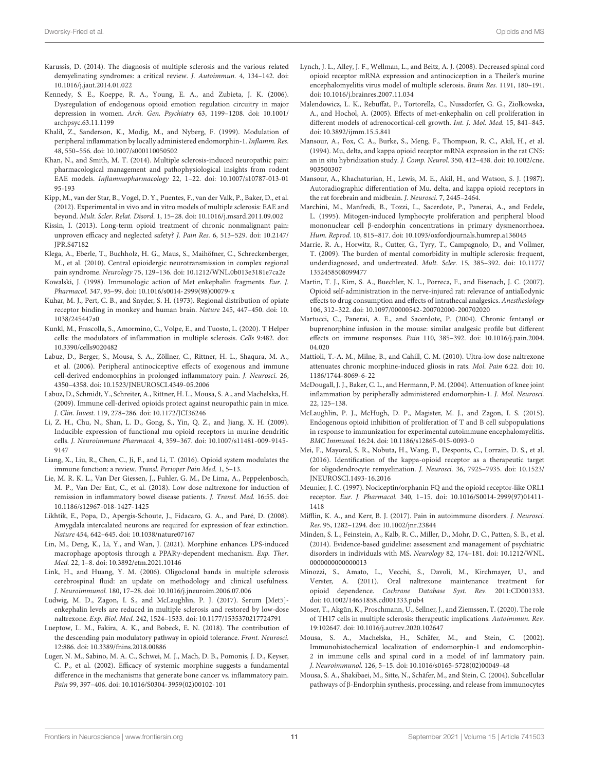Karussis, D. (2014). The diagnosis of multiple sclerosis and the various related demyelinating syndromes: a critical review. *J. Autoimmun.* 4, 134–142. doi: 10.1016/j.jaut.2014.01.022

Kennedy, S. E., Koeppe, R. A., Young, E. A., and Zubieta, J. K. (2006). Dysregulation of endogenous opioid emotion regulation circuitry in major depression in women. *Arch. Gen. Psychiatry* 63, 1199–1208. doi: 10.1001/archpsyc.63.11.1199

Khalil, Z., Sanderson, K., Modig, M., and Nyberg, F. (1999). Modulation of peripheral inflammation by locally administered endomorphin-1. *Inflamm. Res.* 48, 550–556. doi: 10.1007/s000110050502

Khan, N., and Smith, M. T. (2014). Multiple sclerosis-induced neuropathic pain: pharmacological management and pathophysiological insights from rodent EAE models. *Inflammopharmacology* 22, 1–22. doi: 10.1007/s10787-013-0195-193

Kipp, M., van der Star, B., Vogel, D. Y., Puentes, F., van der Valk, P., Baker, D., et al. (2012). Experimental in vivo and in vitro models of multiple sclerosis: EAE and beyond. *Mult. Scler. Relat. Disord.* 1, 15–28. doi: 10.1016/j.msard.2011.09.002

Kissin, I. (2013). Long-term opioid treatment of chronic nonmalignant pain: unproven efficacy and neglected safety? *J. Pain Res.* 6, 513–529. doi: 10.2147/JPR.S47182

Klega, A., Eberle, T., Buchholz, H. G., Maus, S., Maihöfner, C., Schreckenberger, M., et al. (2010). Central opioidergic neurotransmission in complex regional pain syndrome. *Neurology* 75, 129–136. doi: 10.1212/WNL.0b013e3181e7ca2e

Kowalski, J. (1998). Immunologic action of Met enkephalin fragments. *Eur. J. Pharmacol.* 347, 95–99. doi: 10.1016/s0014-2999(98)00079-x

Kuhar, M. J., Pert, C. B., and Snyder, S. H. (1973). Regional distribution of opiate receptor binding in monkey and human brain. *Nature* 245, 447–450. doi: 10.1038/245447a0

Kunkl, M., Frascolla, S., Amormino, C., Volpe, E., and Tuosto, L. (2020). T Helper cells: the modulators of inflammation in multiple sclerosis. *Cells* 9:482. doi: 10.3390/cells9020482

Labuz, D., Berger, S., Mousa, S. A., Zöllner, C., Rittner, H. L., Shaqura, M. A., et al. (2006). Peripheral antinociceptive effects of exogenous and immune cell-derived endomorphins in prolonged inflammatory pain. *J. Neurosci.* 26, 4350–4358. doi: 10.1523/JNEUROSCI.4349-05.2006

Labuz, D., Schmidt, Y., Schreiter, A., Rittner, H. L., Mousa, S. A., and Machelska, H. (2009). Immune cell-derived opioids protect against neuropathic pain in mice. *J. Clin. Invest.* 119, 278–286. doi: 10.1172/JCI36246

Li, Z. H., Chu, N., Shan, L. D., Gong, S., Yin, Q. Z., and Jiang, X. H. (2009). Inducible expression of functional mu opioid receptors in murine dendritic cells. *J. Neuroimmune Pharmacol.* 4, 359–367. doi: 10.1007/s11481-009-9145-9147

Liang, X., Liu, R., Chen, C., Ji, F., and Li, T. (2016). Opioid system modulates the immune function: a review. *Transl. Perioper Pain Med.* 1, 5–13.

Lie, M. R. K. L., Van Der Giessen, J., Fuhler, G. M., De Lima, A., Peppelenbosch, M. P., Van Der Ent, C., et al. (2018). Low dose naltrexone for induction of remission in inflammatory bowel disease patients. *J. Transl. Med.* 16:55. doi: 10.1186/s12967-018-1427-1425

Likhtik, E., Popa, D., Apergis-Schoute, J., Fidacaro, G. A., and Paré, D. (2008). Amygdala intercalated neurons are required for expression of fear extinction. *Nature* 454, 642–645. doi: 10.1038/nature07167

Lin, M., Deng, K., Li, Y., and Wan, J. (2021). Morphine enhances LPS-induced macrophage apoptosis through a PPARγ-dependent mechanism. *Exp. Ther. Med.* 22, 1–8. doi: 10.3892/etm.2021.10146

Link, H., and Huang, Y. M. (2006). Oligoclonal bands in multiple sclerosis cerebrospinal fluid: an update on methodology and clinical usefulness. *J. Neuroimmunol.* 180, 17–28. doi: 10.1016/j.jneuroim.2006.07.006

Ludwig, M. D., Zagon, I. S., and McLaughlin, P. J. (2017). Serum [Met5]-enkephalin levels are reduced in multiple sclerosis and restored by low-dose naltrexone. *Exp. Biol. Med.* 242, 1524–1533. doi: 10.1177/1535370217724791

Lueptow, L. M., Fakira, A. K., and Bobeck, E. N. (2018). The contribution of the descending pain modulatory pathway in opioid tolerance. *Front. Neurosci.* 12:886. doi: 10.3389/fnins.2018.00886

Luger, N. M., Sabino, M. A. C., Schwei, M. J., Mach, D. B., Pomonis, J. D., Keyser, C. P., et al. (2002). Efficacy of systemic morphine suggests a fundamental difference in the mechanisms that generate bone cancer vs. inflammatory pain. *Pain* 99, 397–406. doi: 10.1016/S0304-3959(02)00102-101

Lynch, J. L., Alley, J. F., Wellman, L., and Beitz, A. J. (2008). Decreased spinal cord opioid receptor mRNA expression and antinociception in a Theiler's murine encephalomyelitis virus model of multiple sclerosis. *Brain Res.* 1191, 180–191. doi: 10.1016/j.brainres.2007.11.034

Malendowicz, L. K., Rebuffat, P., Tortorella, C., Nussdorfer, G. G., Ziolkowska, A., and Hochol, A. (2005). Effects of met-enkephalin on cell proliferation in different models of adrenocortical-cell growth. *Int. J. Mol. Med.* 15, 841–845. doi: 10.3892/ijmm.15.5.841

Mansour, A., Fox, C. A., Burke, S., Meng, F., Thompson, R. C., Akil, H., et al. (1994). Mu, delta, and kappa opioid receptor mRNA expression in the rat CNS: an in situ hybridization study. *J. Comp. Neurol.* 350, 412–438. doi: 10.1002/cne.903500307

Mansour, A., Khachaturian, H., Lewis, M. E., Akil, H., and Watson, S. J. (1987). Autoradiographic differentiation of Mu. delta, and kappa opioid receptors in the rat forebrain and midbrain. *J. Neurosci.* 7, 2445–2464.

Marchini, M., Manfredi, B., Tozzi, L., Sacerdote, P., Panerai, A., and Fedele, L. (1995). Mitogen-induced lymphocyte proliferation and peripheral blood mononuclear cell β-endorphin concentrations in primary dysmenorrhoea. *Hum. Reprod.* 10, 815–817. doi: 10.1093/oxfordjournals.humrep.a136045

Marrie, R. A., Horwitz, R., Cutter, G., Tyry, T., Campagnolo, D., and Vollmer, T. (2009). The burden of mental comorbidity in multiple sclerosis: frequent, underdiagnosed, and undertreated. *Mult. Scler.* 15, 385–392. doi: 10.1177/1352458508099477

Martin, T. J., Kim, S. A., Buechler, N. L., Porreca, F., and Eisenach, J. C. (2007). Opioid self-administration in the nerve-injured rat: relevance of antiallodynic effects to drug consumption and effects of intrathecal analgesics. *Anesthesiology* 106, 312–322. doi: 10.1097/00000542-200702000-200702020

Martucci, C., Panerai, A. E., and Sacerdote, P. (2004). Chronic fentanyl or buprenorphine infusion in the mouse: similar analgesic profile but different effects on immune responses. *Pain* 110, 385–392. doi: 10.1016/j.pain.2004.04.020

Mattioli, T.-A. M., Milne, B., and Cahill, C. M. (2010). Ultra-low dose naltrexone attenuates chronic morphine-induced gliosis in rats. *Mol. Pain* 6:22. doi: 10.1186/1744-8069-6-22

McDougall, J. J., Baker, C. L., and Hermann, P. M. (2004). Attenuation of knee joint inflammation by peripherally administered endomorphin-1. *J. Mol. Neurosci.* 22, 125–138.

McLaughlin, P. J., McHugh, D. P., Magister, M. J., and Zagon, I. S. (2015). Endogenous opioid inhibition of proliferation of T and B cell subpopulations in response to immunization for experimental autoimmune encephalomyelitis. *BMC Immunol.* 16:24. doi: 10.1186/s12865-015-0093-0

Mei, F., Mayoral, S. R., Nobuta, H., Wang, F., Desponts, C., Lorrain, D. S., et al. (2016). Identification of the kappa-opioid receptor as a therapeutic target for oligodendrocyte remyelination. *J. Neurosci.* 36, 7925–7935. doi: 10.1523/JNEUROSCI.1493-16.2016

Meunier, J. C. (1997). Nociceptin/orphanin FQ and the opioid receptor-like ORL1 receptor. *Eur. J. Pharmacol.* 340, 1–15. doi: 10.1016/S0014-2999(97)01411-1418

Mifflin, K. A., and Kerr, B. J. (2017). Pain in autoimmune disorders. *J. Neurosci. Res.* 95, 1282–1294. doi: 10.1002/jnr.23844

Minden, S. L., Feinstein, A., Kalb, R. C., Miller, D., Mohr, D. C., Patten, S. B., et al. (2014). Evidence-based guideline: assessment and management of psychiatric disorders in individuals with MS. *Neurology* 82, 174–181. doi: 10.1212/WNL.0000000000000013

Minozzi, S., Amato, L., Vecchi, S., Davoli, M., Kirchmayer, U., and Verster, A. (2011). Oral naltrexone maintenance treatment for opioid dependence. *Cochrane Database Syst. Rev.* 2011:CD001333. doi: 10.1002/14651858.cd001333.pub4

Moser, T., Akgün, K., Proschmann, U., Sellner, J., and Ziemssen, T. (2020). The role of TH17 cells in multiple sclerosis: therapeutic implications. *Autoimmun. Rev.* 19:102647. doi: 10.1016/j.autrev.2020.102647

Mousa, S. A., Machelska, H., Schäfer, M., and Stein, C. (2002). Immunohistochemical localization of endomorphin-1 and endomorphin-2 in immune cells and spinal cord in a model of inf lammatory pain. *J. Neuroimmunol.* 126, 5–15. doi: 10.1016/s0165-5728(02)00049-48

Mousa, S. A., Shakibaei, M., Sitte, N., Schäfer, M., and Stein, C. (2004). Subcellular pathways of β-Endorphin synthesis, processing, and release from immunocytes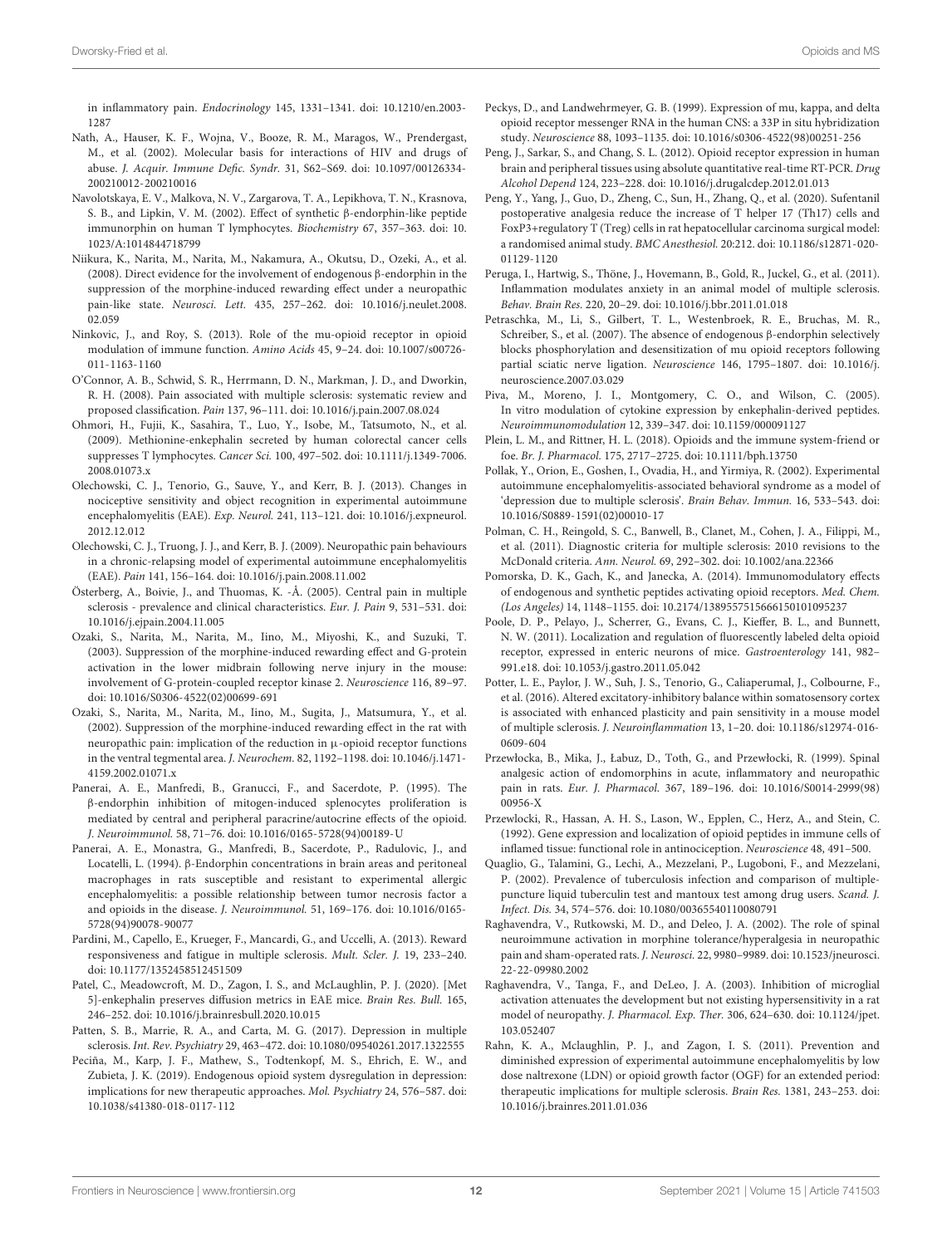in inflammatory pain. *Endocrinology* 145, 1331–1341. doi: 10.1210/en.2003-1287

Nath, A., Hauser, K. F., Wojna, V., Booze, R. M., Maragos, W., Prendergast, M., et al. (2002). Molecular basis for interactions of HIV and drugs of abuse. *J. Acquir. Immune Defic. Syndr.* 31, S62–S69. doi: 10.1097/00126334-200210012-200210016

Navolotskaya, E. V., Malkova, N. V., Zargarova, T. A., Lepikhova, T. N., Krasnova, S. B., and Lipkin, V. M. (2002). Effect of synthetic β-endorphin-like peptide immunorphin on human T lymphocytes. *Biochemistry* 67, 357–363. doi: 10.1023/A:1014844718799

Niikura, K., Narita, M., Narita, M., Nakamura, A., Okutsu, D., Ozeki, A., et al. (2008). Direct evidence for the involvement of endogenous β-endorphin in the suppression of the morphine-induced rewarding effect under a neuropathic pain-like state. *Neurosci. Lett.* 435, 257–262. doi: 10.1016/j.neulet.2008.02.059

Ninkovic, J., and Roy, S. (2013). Role of the mu-opioid receptor in opioid modulation of immune function. *Amino Acids* 45, 9–24. doi: 10.1007/s00726-011-1163-1160

O'Connor, A. B., Schwid, S. R., Herrmann, D. N., Markman, J. D., and Dworkin, R. H. (2008). Pain associated with multiple sclerosis: systematic review and proposed classification. *Pain* 137, 96–111. doi: 10.1016/j.pain.2007.08.024

Ohmori, H., Fujii, K., Sasahira, T., Luo, Y., Isobe, M., Tatsumoto, N., et al. (2009). Methionine-enkephalin secreted by human colorectal cancer cells suppresses T lymphocytes. *Cancer Sci.* 100, 497–502. doi: 10.1111/j.1349-7006.2008.01073.x

Olechowski, C. J., Tenorio, G., Sauve, Y., and Kerr, B. J. (2013). Changes in nociceptive sensitivity and object recognition in experimental autoimmune encephalomyelitis (EAE). *Exp. Neurol.* 241, 113–121. doi: 10.1016/j.expneurol.2012.12.012

Olechowski, C. J., Truong, J. J., and Kerr, B. J. (2009). Neuropathic pain behaviours in a chronic-relapsing model of experimental autoimmune encephalomyelitis (EAE). *Pain* 141, 156–164. doi: 10.1016/j.pain.2008.11.002

Österberg, A., Boivie, J., and Thuomas, K. -Å. (2005). Central pain in multiple sclerosis - prevalence and clinical characteristics. *Eur. J. Pain* 9, 531–531. doi: 10.1016/j.ejpain.2004.11.005

Ozaki, S., Narita, M., Narita, M., Iino, M., Miyoshi, K., and Suzuki, T. (2003). Suppression of the morphine-induced rewarding effect and G-protein activation in the lower midbrain following nerve injury in the mouse: involvement of G-protein-coupled receptor kinase 2. *Neuroscience* 116, 89–97. doi: 10.1016/S0306-4522(02)00699-691

Ozaki, S., Narita, M., Narita, M., Iino, M., Sugita, J., Matsumura, Y., et al. (2002). Suppression of the morphine-induced rewarding effect in the rat with neuropathic pain: implication of the reduction in μ-opioid receptor functions in the ventral tegmental area. *J. Neurochem.* 82, 1192–1198. doi: 10.1046/j.1471-4159.2002.01071.x

Panerai, A. E., Manfredi, B., Granucci, F., and Sacerdote, P. (1995). The β-endorphin inhibition of mitogen-induced splenocytes proliferation is mediated by central and peripheral paracrine/autocrine effects of the opioid. *J. Neuroimmunol.* 58, 71–76. doi: 10.1016/0165-5728(94)00189-U

Panerai, A. E., Monastra, G., Manfredi, B., Sacerdote, P., Radulovic, J., and Locatelli, L. (1994). β-Endorphin concentrations in brain areas and peritoneal macrophages in rats susceptible and resistant to experimental allergic encephalomyelitis: a possible relationship between tumor necrosis factor a and opioids in the disease. *J. Neuroimmunol.* 51, 169–176. doi: 10.1016/0165-5728(94)90078-90077

Pardini, M., Capello, E., Krueger, F., Mancardi, G., and Uccelli, A. (2013). Reward responsiveness and fatigue in multiple sclerosis. *Mult. Scler. J.* 19, 233–240. doi: 10.1177/1352458512451509

Patel, C., Meadowcroft, M. D., Zagon, I. S., and McLaughlin, P. J. (2020). [Met 5]-enkephalin preserves diffusion metrics in EAE mice. *Brain Res. Bull.* 165, 246–252. doi: 10.1016/j.brainresbull.2020.10.015

Patten, S. B., Marrie, R. A., and Carta, M. G. (2017). Depression in multiple sclerosis. *Int. Rev. Psychiatry* 29, 463–472. doi: 10.1080/09540261.2017.1322555

Peciña, M., Karp, J. F., Mathew, S., Todtenkopf, M. S., Ehrich, E. W., and Zubieta, J. K. (2019). Endogenous opioid system dysregulation in depression: implications for new therapeutic approaches. *Mol. Psychiatry* 24, 576–587. doi: 10.1038/s41380-018-0117-112

Peckys, D., and Landwehrmeyer, G. B. (1999). Expression of mu, kappa, and delta opioid receptor messenger RNA in the human CNS: a 33P in situ hybridization study. *Neuroscience* 88, 1093–1135. doi: 10.1016/s0306-4522(98)00251-256

Peng, J., Sarkar, S., and Chang, S. L. (2012). Opioid receptor expression in human brain and peripheral tissues using absolute quantitative real-time RT-PCR. *Drug Alcohol Depend* 124, 223–228. doi: 10.1016/j.drugalcdep.2012.01.013

Peng, Y., Yang, J., Guo, D., Zheng, C., Sun, H., Zhang, Q., et al. (2020). Sufentanil postoperative analgesia reduce the increase of T helper 17 (Th17) cells and FoxP3+regulatory T (Treg) cells in rat hepatocellular carcinoma surgical model: a randomised animal study. *BMC Anesthesiol.* 20:212. doi: 10.1186/s12871-020-01129-1120

Peruga, I., Hartwig, S., Thöne, J., Hovemann, B., Gold, R., Juckel, G., et al. (2011). Inflammation modulates anxiety in an animal model of multiple sclerosis. *Behav. Brain Res.* 220, 20–29. doi: 10.1016/j.bbr.2011.01.018

Petraschka, M., Li, S., Gilbert, T. L., Westenbroek, R. E., Bruchas, M. R., Schreiber, S., et al. (2007). The absence of endogenous β-endorphin selectively blocks phosphorylation and desensitization of mu opioid receptors following partial sciatic nerve ligation. *Neuroscience* 146, 1795–1807. doi: 10.1016/j.neuroscience.2007.03.029

Piva, M., Moreno, J. I., Montgomery, C. O., and Wilson, C. (2005). In vitro modulation of cytokine expression by enkephalin-derived peptides. *Neuroimmunomodulation* 12, 339–347. doi: 10.1159/000091127

Plein, L. M., and Rittner, H. L. (2018). Opioids and the immune system-friend or foe. *Br. J. Pharmacol.* 175, 2717–2725. doi: 10.1111/bph.13750

Pollak, Y., Orion, E., Goshen, I., Ovadia, H., and Yirmiya, R. (2002). Experimental autoimmune encephalomyelitis-associated behavioral syndrome as a model of 'depression due to multiple sclerosis'. *Brain Behav. Immun.* 16, 533–543. doi: 10.1016/S0889-1591(02)00010-17

Polman, C. H., Reingold, S. C., Banwell, B., Clanet, M., Cohen, J. A., Filippi, M., et al. (2011). Diagnostic criteria for multiple sclerosis: 2010 revisions to the McDonald criteria. *Ann. Neurol.* 69, 292–302. doi: 10.1002/ana.22366

Pomorska, D. K., Gach, K., and Janecka, A. (2014). Immunomodulatory effects of endogenous and synthetic peptides activating opioid receptors. *Med. Chem. (Los Angeles)* 14, 1148–1155. doi: 10.2174/1389557515666150101095237

Poole, D. P., Pelayo, J., Scherrer, G., Evans, C. J., Kieffer, B. L., and Bunnett, N. W. (2011). Localization and regulation of fluorescently labeled delta opioid receptor, expressed in enteric neurons of mice. *Gastroenterology* 141, 982–991.e18. doi: 10.1053/j.gastro.2011.05.042

Potter, L. E., Paylor, J. W., Suh, J. S., Tenorio, G., Caliaperumal, J., Colbourne, F., et al. (2016). Altered excitatory-inhibitory balance within somatosensory cortex is associated with enhanced plasticity and pain sensitivity in a mouse model of multiple sclerosis. *J. Neuroinflammation* 13, 1–20. doi: 10.1186/s12974-016-0609-604

Przewłocka, B., Mika, J., Łabuz, D., Toth, G., and Przewłocki, R. (1999). Spinal analgesic action of endomorphins in acute, inflammatory and neuropathic pain in rats. *Eur. J. Pharmacol.* 367, 189–196. doi: 10.1016/S0014-2999(98)00956-X

Przewlocki, R., Hassan, A. H. S., Lason, W., Epplen, C., Herz, A., and Stein, C. (1992). Gene expression and localization of opioid peptides in immune cells of inflamed tissue: functional role in antinociception. *Neuroscience* 48, 491–500.

Quaglio, G., Talamini, G., Lechi, A., Mezzelani, P., Lugoboni, F., and Mezzelani, P. (2002). Prevalence of tuberculosis infection and comparison of multiple-puncture liquid tuberculin test and mantoux test among drug users. *Scand. J. Infect. Dis.* 34, 574–576. doi: 10.1080/00365540110080791

Raghavendra, V., Rutkowski, M. D., and Deleo, J. A. (2002). The role of spinal neuroimmune activation in morphine tolerance/hyperalgesia in neuropathic pain and sham-operated rats. *J. Neurosci.* 22, 9980–9989. doi: 10.1523/jneurosci.22-22-09980.2002

Raghavendra, V., Tanga, F., and DeLeo, J. A. (2003). Inhibition of microglial activation attenuates the development but not existing hypersensitivity in a rat model of neuropathy. *J. Pharmacol. Exp. Ther.* 306, 624–630. doi: 10.1124/jpet.103.052407

Rahn, K. A., Mclaughlin, P. J., and Zagon, I. S. (2011). Prevention and diminished expression of experimental autoimmune encephalomyelitis by low dose naltrexone (LDN) or opioid growth factor (OGF) for an extended period: therapeutic implications for multiple sclerosis. *Brain Res.* 1381, 243–253. doi: 10.1016/j.brainres.2011.01.036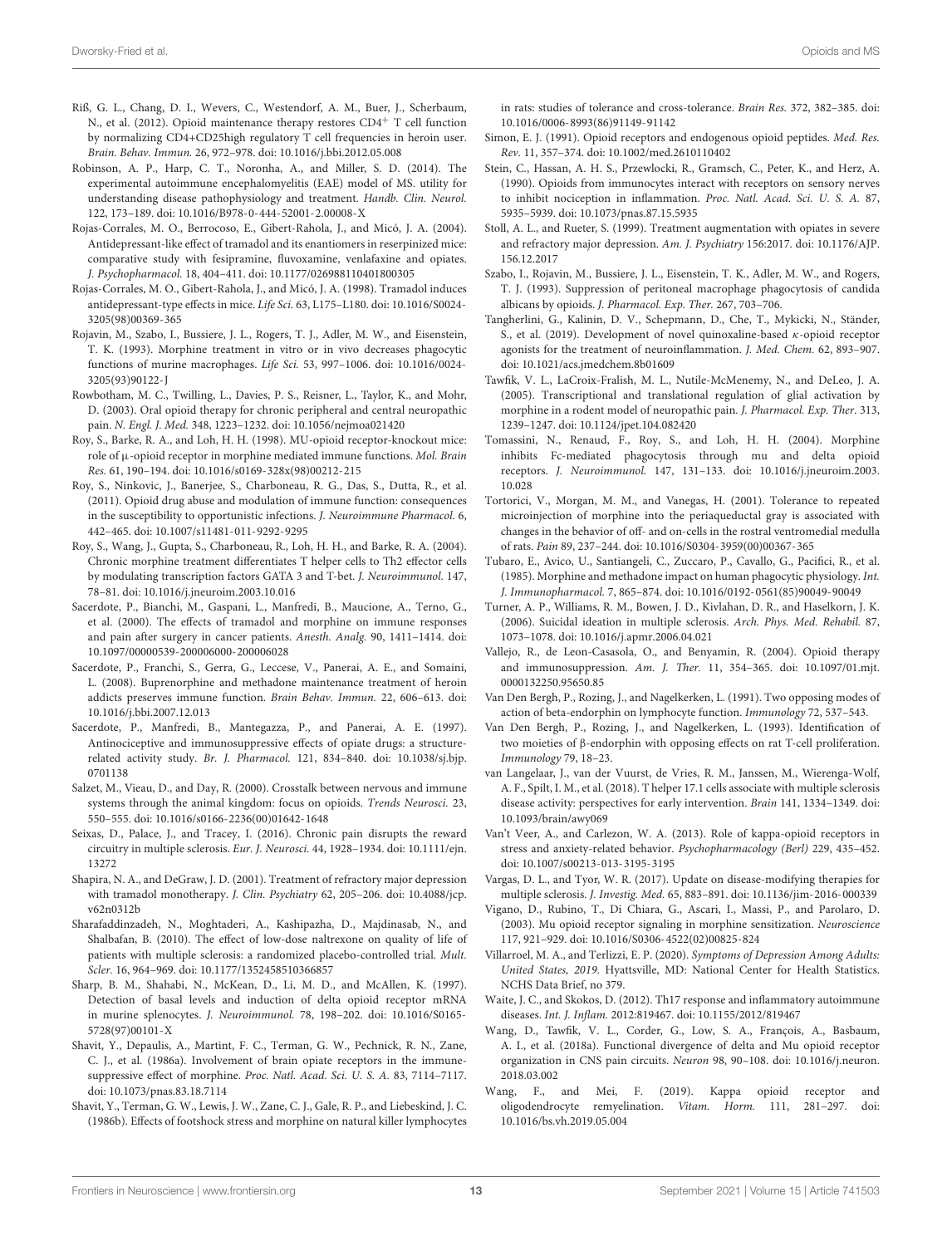Riß, G. L., Chang, D. I., Wevers, C., Westendorf, A. M., Buer, J., Scherbaum, N., et al. (2012). Opioid maintenance therapy restores CD4+ T cell function by normalizing CD4+CD25high regulatory T cell frequencies in heroin user. *Brain. Behav. Immun.* 26, 972–978. doi: 10.1016/j.bbi.2012.05.008

Robinson, A. P., Harp, C. T., Noronha, A., and Miller, S. D. (2014). The experimental autoimmune encephalomyelitis (EAE) model of MS. utility for understanding disease pathophysiology and treatment. *Handb. Clin. Neurol.* 122, 173–189. doi: 10.1016/B978-0-444-52001-2.00008-X

Rojas-Corrales, M. O., Berrocoso, E., Gibert-Rahola, J., and Micó, J. A. (2004). Antidepressant-like effect of tramadol and its enantiomers in reserpinized mice: comparative study with fesipramine, fluvoxamine, venlafaxine and opiates. *J. Psychopharmacol.* 18, 404–411. doi: 10.1177/026988110401800305

Rojas-Corrales, M. O., Gibert-Rahola, J., and Micó, J. A. (1998). Tramadol induces antidepressant-type effects in mice. *Life Sci.* 63, L175–L180. doi: 10.1016/S0024-3205(98)00369-365

Rojavin, M., Szabo, I., Bussiere, J. L., Rogers, T. J., Adler, M. W., and Eisenstein, T. K. (1993). Morphine treatment in vitro or in vivo decreases phagocytic functions of murine macrophages. *Life Sci.* 53, 997–1006. doi: 10.1016/0024-3205(93)90122-J

Rowbotham, M. C., Twilling, L., Davies, P. S., Reisner, L., Taylor, K., and Mohr, D. (2003). Oral opioid therapy for chronic peripheral and central neuropathic pain. *N. Engl. J. Med.* 348, 1223–1232. doi: 10.1056/nejmoa021420

Roy, S., Barke, R. A., and Loh, H. H. (1998). MU-opioid receptor-knockout mice: role of μ-opioid receptor in morphine mediated immune functions. *Mol. Brain Res.* 61, 190–194. doi: 10.1016/s0169-328x(98)00212-215

Roy, S., Ninkovic, J., Banerjee, S., Charboneau, R. G., Das, S., Dutta, R., et al. (2011). Opioid drug abuse and modulation of immune function: consequences in the susceptibility to opportunistic infections. *J. Neuroimmune Pharmacol.* 6, 442–465. doi: 10.1007/s11481-011-9292-9295

Roy, S., Wang, J., Gupta, S., Charboneau, R., Loh, H. H., and Barke, R. A. (2004). Chronic morphine treatment differentiates T helper cells to Th2 effector cells by modulating transcription factors GATA 3 and T-bet. *J. Neuroimmunol.* 147, 78–81. doi: 10.1016/j.jneuroim.2003.10.016

Sacerdote, P., Bianchi, M., Gaspani, L., Manfredi, B., Maucione, A., Terno, G., et al. (2000). The effects of tramadol and morphine on immune responses and pain after surgery in cancer patients. *Anesth. Analg.* 90, 1411–1414. doi: 10.1097/00000539-200006000-200006028

Sacerdote, P., Franchi, S., Gerra, G., Leccese, V., Panerai, A. E., and Somaini, L. (2008). Buprenorphine and methadone maintenance treatment of heroin addicts preserves immune function. *Brain Behav. Immun.* 22, 606–613. doi: 10.1016/j.bbi.2007.12.013

Sacerdote, P., Manfredi, B., Mantegazza, P., and Panerai, A. E. (1997). Antinociceptive and immunosuppressive effects of opiate drugs: a structure-related activity study. *Br. J. Pharmacol.* 121, 834–840. doi: 10.1038/sj.bjp.0701138

Salzet, M., Vieau, D., and Day, R. (2000). Crosstalk between nervous and immune systems through the animal kingdom: focus on opioids. *Trends Neurosci.* 23, 550–555. doi: 10.1016/s0166-2236(00)01642-1648

Seixas, D., Palace, J., and Tracey, I. (2016). Chronic pain disrupts the reward circuitry in multiple sclerosis. *Eur. J. Neurosci.* 44, 1928–1934. doi: 10.1111/ejn.13272

Shapira, N. A., and DeGraw, J. D. (2001). Treatment of refractory major depression with tramadol monotherapy. *J. Clin. Psychiatry* 62, 205–206. doi: 10.4088/jcp.v62n0312b

Sharafaddinzadeh, N., Moghtaderi, A., Kashipazha, D., Majdinasab, N., and Shalbafan, B. (2010). The effect of low-dose naltrexone on quality of life of patients with multiple sclerosis: a randomized placebo-controlled trial. *Mult. Scler.* 16, 964–969. doi: 10.1177/1352458510366857

Sharp, B. M., Shahabi, N., McKean, D., Li, M. D., and McAllen, K. (1997). Detection of basal levels and induction of delta opioid receptor mRNA in murine splenocytes. *J. Neuroimmunol.* 78, 198–202. doi: 10.1016/S0165-5728(97)00101-X

Shavit, Y., Depaulis, A., Martint, F. C., Terman, G. W., Pechnick, R. N., Zane, C. J., et al. (1986a). Involvement of brain opiate receptors in the immune-suppressive effect of morphine. *Proc. Natl. Acad. Sci. U. S. A.* 83, 7114–7117. doi: 10.1073/pnas.83.18.7114

Shavit, Y., Terman, G. W., Lewis, J. W., Zane, C. J., Gale, R. P., and Liebeskind, J. C. (1986b). Effects of footshock stress and morphine on natural killer lymphocytes in rats: studies of tolerance and cross-tolerance. *Brain Res.* 372, 382–385. doi: 10.1016/0006-8993(86)91149-91142

Simon, E. J. (1991). Opioid receptors and endogenous opioid peptides. *Med. Res. Rev.* 11, 357–374. doi: 10.1002/med.2610110402

Stein, C., Hassan, A. H. S., Przewlocki, R., Gramsch, C., Peter, K., and Herz, A. (1990). Opioids from immunocytes interact with receptors on sensory nerves to inhibit nociception in inflammation. *Proc. Natl. Acad. Sci. U. S. A.* 87, 5935–5939. doi: 10.1073/pnas.87.15.5935

Stoll, A. L., and Rueter, S. (1999). Treatment augmentation with opiates in severe and refractory major depression. *Am. J. Psychiatry* 156:2017. doi: 10.1176/AJP.156.12.2017

Szabo, I., Rojavin, M., Bussiere, J. L., Eisenstein, T. K., Adler, M. W., and Rogers, T. J. (1993). Suppression of peritoneal macrophage phagocytosis of candida albicans by opioids. *J. Pharmacol. Exp. Ther.* 267, 703–706.

Tangherlini, G., Kalinin, D. V., Schepmann, D., Che, T., Mykicki, N., Ständer, S., et al. (2019). Development of novel quinoxaline-based κ-opioid receptor agonists for the treatment of neuroinflammation. *J. Med. Chem.* 62, 893–907. doi: 10.1021/acs.jmedchem.8b01609

Tawfik, V. L., LaCroix-Fralish, M. L., Nutile-McMenemy, N., and DeLeo, J. A. (2005). Transcriptional and translational regulation of glial activation by morphine in a rodent model of neuropathic pain. *J. Pharmacol. Exp. Ther.* 313, 1239–1247. doi: 10.1124/jpet.104.082420

Tomassini, N., Renaud, F., Roy, S., and Loh, H. H. (2004). Morphine inhibits Fc-mediated phagocytosis through mu and delta opioid receptors. *J. Neuroimmunol.* 147, 131–133. doi: 10.1016/j.jneuroim.2003.10.028

Tortorici, V., Morgan, M. M., and Vanegas, H. (2001). Tolerance to repeated microinjection of morphine into the periaqueductal gray is associated with changes in the behavior of off- and on-cells in the rostral ventromedial medulla of rats. *Pain* 89, 237–244. doi: 10.1016/S0304-3959(00)00367-365

Tubaro, E., Avico, U., Santiangeli, C., Zuccaro, P., Cavallo, G., Pacifici, R., et al. (1985). Morphine and methadone impact on human phagocytic physiology. *Int. J. Immunopharmacol.* 7, 865–874. doi: 10.1016/0192-0561(85)90049-90049

Turner, A. P., Williams, R. M., Bowen, J. D., Kivlahan, D. R., and Haselkorn, J. K. (2006). Suicidal ideation in multiple sclerosis. *Arch. Phys. Med. Rehabil.* 87, 1073–1078. doi: 10.1016/j.apmr.2006.04.021

Vallejo, R., de Leon-Casasola, O., and Benyamin, R. (2004). Opioid therapy and immunosuppression. *Am. J. Ther.* 11, 354–365. doi: 10.1097/01.mjt.0000132250.95650.85

Van Den Bergh, P., Rozing, J., and Nagelkerken, L. (1991). Two opposing modes of action of beta-endorphin on lymphocyte function. *Immunology* 72, 537–543.

Van Den Bergh, P., Rozing, J., and Nagelkerken, L. (1993). Identification of two moieties of β-endorphin with opposing effects on rat T-cell proliferation. *Immunology* 79, 18–23.

van Langelaar, J., van der Vuurst, de Vries, R. M., Janssen, M., Wierenga-Wolf, A. F., Spilt, I. M., et al. (2018). T helper 17.1 cells associate with multiple sclerosis disease activity: perspectives for early intervention. *Brain* 141, 1334–1349. doi: 10.1093/brain/awy069

Van't Veer, A., and Carlezon, W. A. (2013). Role of kappa-opioid receptors in stress and anxiety-related behavior. *Psychopharmacology (Berl)* 229, 435–452. doi: 10.1007/s00213-013-3195-3195

Vargas, D. L., and Tyor, W. R. (2017). Update on disease-modifying therapies for multiple sclerosis. *J. Investig. Med.* 65, 883–891. doi: 10.1136/jim-2016-000339

Vigano, D., Rubino, T., Di Chiara, G., Ascari, I., Massi, P., and Parolaro, D. (2003). Mu opioid receptor signaling in morphine sensitization. *Neuroscience* 117, 921–929. doi: 10.1016/S0306-4522(02)00825-824

Villarroel, M. A., and Terlizzi, E. P. (2020). *Symptoms of Depression Among Adults: United States, 2019.* Hyattsville, MD: National Center for Health Statistics. NCHS Data Brief, no 379.

Waite, J. C., and Skokos, D. (2012). Th17 response and inflammatory autoimmune diseases. *Int. J. Inflam.* 2012:819467. doi: 10.1155/2012/819467

Wang, D., Tawfik, V. L., Corder, G., Low, S. A., François, A., Basbaum, A. I., et al. (2018a). Functional divergence of delta and Mu opioid receptor organization in CNS pain circuits. *Neuron* 98, 90–108. doi: 10.1016/j.neuron.2018.03.002

Wang, F., and Mei, F. (2019). Kappa opioid receptor and oligodendrocyte remyelination. *Vitam. Horm.* 111, 281–297. doi: 10.1016/bs.vh.2019.05.004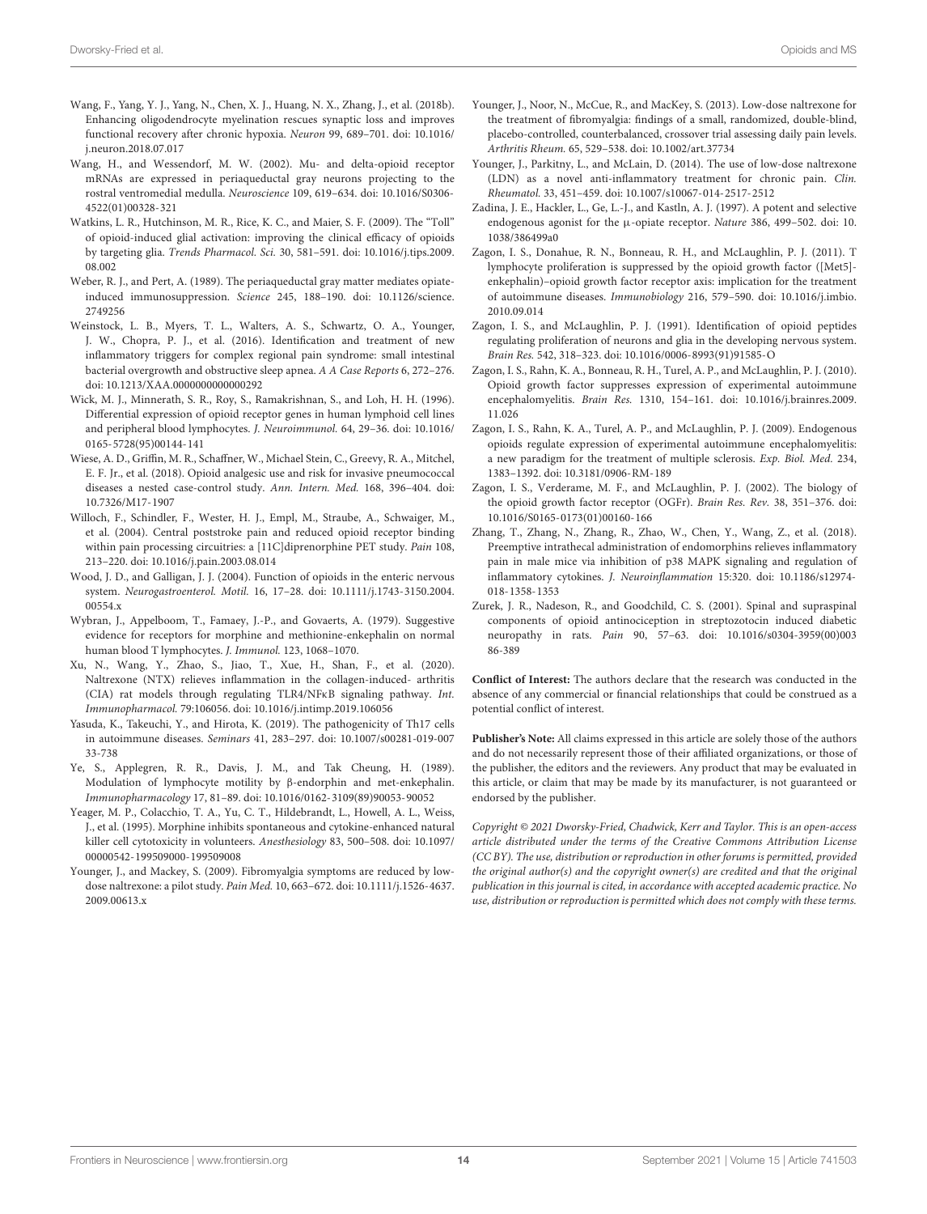Wang, F., Yang, Y. J., Yang, N., Chen, X. J., Huang, N. X., Zhang, J., et al. (2018b). Enhancing oligodendrocyte myelination rescues synaptic loss and improves functional recovery after chronic hypoxia. *Neuron* 99, 689–701. doi: 10.1016/j.neuron.2018.07.017

Wang, H., and Wessendorf, M. W. (2002). Mu- and delta-opioid receptor mRNAs are expressed in periaqueductal gray neurons projecting to the rostral ventromedial medulla. *Neuroscience* 109, 619–634. doi: 10.1016/S0306-4522(01)00328-321

Watkins, L. R., Hutchinson, M. R., Rice, K. C., and Maier, S. F. (2009). The "Toll" of opioid-induced glial activation: improving the clinical efficacy of opioids by targeting glia. *Trends Pharmacol. Sci.* 30, 581–591. doi: 10.1016/j.tips.2009.08.002

Weber, R. J., and Pert, A. (1989). The periaqueductal gray matter mediates opiate-induced immunosuppression. *Science* 245, 188–190. doi: 10.1126/science.2749256

Weinstock, L. B., Myers, T. L., Walters, A. S., Schwartz, O. A., Younger, J. W., Chopra, P. J., et al. (2016). Identification and treatment of new inflammatory triggers for complex regional pain syndrome: small intestinal bacterial overgrowth and obstructive sleep apnea. *A A Case Reports* 6, 272–276. doi: 10.1213/XAA.0000000000000292

Wick, M. J., Minnerath, S. R., Roy, S., Ramakrishnan, S., and Loh, H. H. (1996). Differential expression of opioid receptor genes in human lymphoid cell lines and peripheral blood lymphocytes. *J. Neuroimmunol.* 64, 29–36. doi: 10.1016/0165-5728(95)00144-141

Wiese, A. D., Griffin, M. R., Schaffner, W., Michael Stein, C., Greevy, R. A., Mitchel, E. F. Jr., et al. (2018). Opioid analgesic use and risk for invasive pneumococcal diseases a nested case-control study. *Ann. Intern. Med.* 168, 396–404. doi: 10.7326/M17-1907

Willoch, F., Schindler, F., Wester, H. J., Empl, M., Straube, A., Schwaiger, M., et al. (2004). Central poststroke pain and reduced opioid receptor binding within pain processing circuitries: a [11C]diprenorphine PET study. *Pain* 108, 213–220. doi: 10.1016/j.pain.2003.08.014

Wood, J. D., and Galligan, J. J. (2004). Function of opioids in the enteric nervous system. *Neurogastroenterol. Motil.* 16, 17–28. doi: 10.1111/j.1743-3150.2004.00554.x

Wybran, J., Appelboom, T., Famaey, J.-P., and Govaerts, A. (1979). Suggestive evidence for receptors for morphine and methionine-enkephalin on normal human blood T lymphocytes. *J. Immunol.* 123, 1068–1070.

Xu, N., Wang, Y., Zhao, S., Jiao, T., Xue, H., Shan, F., et al. (2020). Naltrexone (NTX) relieves inflammation in the collagen-induced- arthritis (CIA) rat models through regulating TLR4/NFκB signaling pathway. *Int. Immunopharmacol.* 79:106056. doi: 10.1016/j.intimp.2019.106056

Yasuda, K., Takeuchi, Y., and Hirota, K. (2019). The pathogenicity of Th17 cells in autoimmune diseases. *Seminars* 41, 283–297. doi: 10.1007/s00281-019-00733-738

Ye, S., Applegren, R. R., Davis, J. M., and Tak Cheung, H. (1989). Modulation of lymphocyte motility by β-endorphin and met-enkephalin. *Immunopharmacology* 17, 81–89. doi: 10.1016/0162-3109(89)90053-90052

Yeager, M. P., Colacchio, T. A., Yu, C. T., Hildebrandt, L., Howell, A. L., Weiss, J., et al. (1995). Morphine inhibits spontaneous and cytokine-enhanced natural killer cell cytotoxicity in volunteers. *Anesthesiology* 83, 500–508. doi: 10.1097/00000542-199509000-199509008

Younger, J., and Mackey, S. (2009). Fibromyalgia symptoms are reduced by low-dose naltrexone: a pilot study. *Pain Med.* 10, 663–672. doi: 10.1111/j.1526-4637.2009.00613.x

Younger, J., Noor, N., McCue, R., and MacKey, S. (2013). Low-dose naltrexone for the treatment of fibromyalgia: findings of a small, randomized, double-blind, placebo-controlled, counterbalanced, crossover trial assessing daily pain levels. *Arthritis Rheum.* 65, 529–538. doi: 10.1002/art.37734

Younger, J., Parkitny, L., and McLain, D. (2014). The use of low-dose naltrexone (LDN) as a novel anti-inflammatory treatment for chronic pain. *Clin. Rheumatol.* 33, 451–459. doi: 10.1007/s10067-014-2517-2512

Zadina, J. E., Hackler, L., Ge, L.-J., and Kastln, A. J. (1997). A potent and selective endogenous agonist for the μ-opiate receptor. *Nature* 386, 499–502. doi: 10.1038/386499a0

Zagon, I. S., Donahue, R. N., Bonneau, R. H., and McLaughlin, P. J. (2011). T lymphocyte proliferation is suppressed by the opioid growth factor ([Met5]-enkephalin)–opioid growth factor receptor axis: implication for the treatment of autoimmune diseases. *Immunobiology* 216, 579–590. doi: 10.1016/j.imbio.2010.09.014

Zagon, I. S., and McLaughlin, P. J. (1991). Identification of opioid peptides regulating proliferation of neurons and glia in the developing nervous system. *Brain Res.* 542, 318–323. doi: 10.1016/0006-8993(91)91585-O

Zagon, I. S., Rahn, K. A., Bonneau, R. H., Turel, A. P., and McLaughlin, P. J. (2010). Opioid growth factor suppresses expression of experimental autoimmune encephalomyelitis. *Brain Res.* 1310, 154–161. doi: 10.1016/j.brainres.2009.11.026

Zagon, I. S., Rahn, K. A., Turel, A. P., and McLaughlin, P. J. (2009). Endogenous opioids regulate expression of experimental autoimmune encephalomyelitis: a new paradigm for the treatment of multiple sclerosis. *Exp. Biol. Med.* 234, 1383–1392. doi: 10.3181/0906-RM-189

Zagon, I. S., Verderame, M. F., and McLaughlin, P. J. (2002). The biology of the opioid growth factor receptor (OGFr). *Brain Res. Rev.* 38, 351–376. doi: 10.1016/S0165-0173(01)00160-166

Zhang, T., Zhang, N., Zhang, R., Zhao, W., Chen, Y., Wang, Z., et al. (2018). Preemptive intrathecal administration of endomorphins relieves inflammatory pain in male mice via inhibition of p38 MAPK signaling and regulation of inflammatory cytokines. *J. Neuroinflammation* 15:320. doi: 10.1186/s12974-018-1358-1353

Zurek, J. R., Nadeson, R., and Goodchild, C. S. (2001). Spinal and supraspinal components of opioid antinociception in streptozotocin induced diabetic neuropathy in rats. *Pain* 90, 57–63. doi: 10.1016/s0304-3959(00)00386-389

**Conflict of Interest:** The authors declare that the research was conducted in the absence of any commercial or financial relationships that could be construed as a potential conflict of interest.

**Publisher's Note:** All claims expressed in this article are solely those of the authors and do not necessarily represent those of their affiliated organizations, or those of the publisher, the editors and the reviewers. Any product that may be evaluated in this article, or claim that may be made by its manufacturer, is not guaranteed or endorsed by the publisher.

*Copyright © 2021 Dworsky-Fried, Chadwick, Kerr and Taylor. This is an open-access article distributed under the terms of the Creative Commons Attribution License (CC BY). The use, distribution or reproduction in other forums is permitted, provided the original author(s) and the copyright owner(s) are credited and that the original publication in this journal is cited, in accordance with accepted academic practice. No use, distribution or reproduction is permitted which does not comply with these terms.*